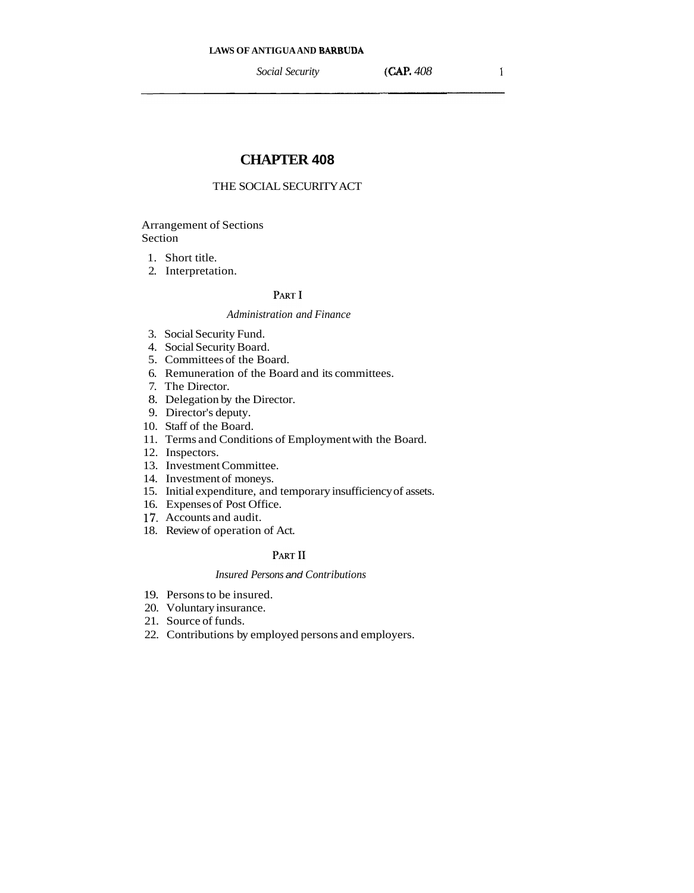# CHAPTER 408

## THE SOCIAL SECURITY ACT

Arrangement of Sections
Section

1. Short title.
2. Interpretation.

### PART I

*Administration and Finance*

3. Social Security Fund.
4. Social Security Board.
5. Committees of the Board.
6. Remuneration of the Board and its committees.
7. The Director.
8. Delegation by the Director.
9. Director's deputy.
10. Staff of the Board.
11. Terms and Conditions of Employment with the Board.
12. Inspectors.
13. Investment Committee.
14. Investment of moneys.
15. Initial expenditure, and temporary insufficiency of assets.
16. Expenses of Post Office.
17. Accounts and audit.
18. Review of operation of Act.

### PART II

*Insured Persons and Contributions*

19. Persons to be insured.
20. Voluntary insurance.
21. Source of funds.
22. Contributions by employed persons and employers.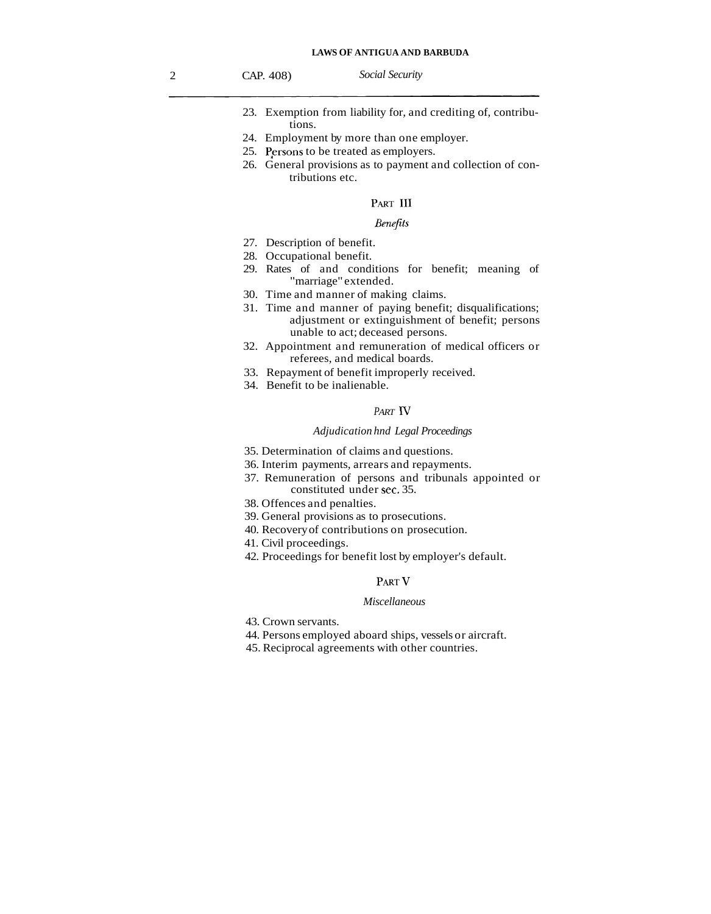23. Exemption from liability for, and crediting of, contributions.
24. Employment by more than one employer.
25. Persons to be treated as employers.
26. General provisions as to payment and collection of contributions etc.

## PART III

*Benefits*

27. Description of benefit.
28. Occupational benefit.
29. Rates of and conditions for benefit; meaning of "marriage" extended.
30. Time and manner of making claims.
31. Time and manner of paying benefit; disqualifications; adjustment or extinguishment of benefit; persons unable to act; deceased persons.
32. Appointment and remuneration of medical officers or referees, and medical boards.
33. Repayment of benefit improperly received.
34. Benefit to be inalienable.

## PART IV

*Adjudication hnd Legal Proceedings*

35. Determination of claims and questions.
36. Interim payments, arrears and repayments.
37. Remuneration of persons and tribunals appointed or constituted under sec. 35.
38. Offences and penalties.
39. General provisions as to prosecutions.
40. Recovery of contributions on prosecution.
41. Civil proceedings.
42. Proceedings for benefit lost by employer's default.

## PART V

*Miscellaneous*

43. Crown servants.
44. Persons employed aboard ships, vessels or aircraft.
45. Reciprocal agreements with other countries.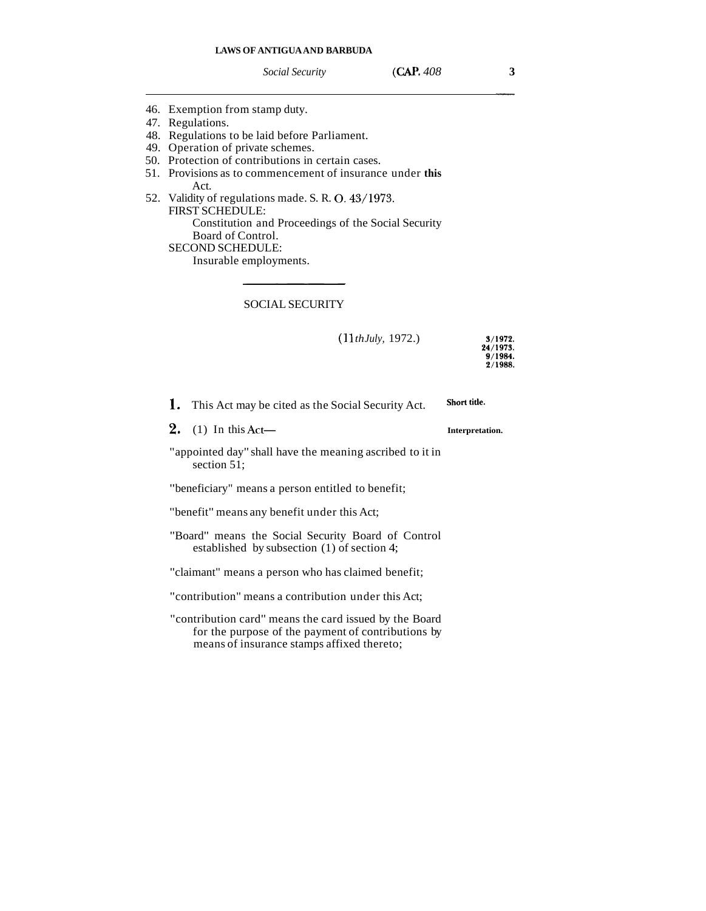46. Exemption from stamp duty.
47. Regulations.
48. Regulations to be laid before Parliament.
49. Operation of private schemes.
50. Protection of contributions in certain cases.
51. Provisions as to commencement of insurance under **this** Act.
52. Validity of regulations made. S. R. O. 43/1973.

FIRST SCHEDULE:
Constitution and Proceedings of the Social Security Board of Control.

SECOND SCHEDULE:
Insurable employments.

---

## SOCIAL SECURITY

(11*th July,* 1972.)

**3/1972.**
**24/1973.**
**9/1984.**
**2/1988.**

**1.** This Act may be cited as the Social Security Act. **Short title.**

**2.** (1) In this Act— **Interpretation.**

"appointed day" shall have the meaning ascribed to it in section 51;

"beneficiary" means a person entitled to benefit;

"benefit" means any benefit under this Act;

"Board" means the Social Security Board of Control established by subsection (1) of section 4;

"claimant" means a person who has claimed benefit;

"contribution" means a contribution under this Act;

"contribution card" means the card issued by the Board for the purpose of the payment of contributions by means of insurance stamps affixed thereto;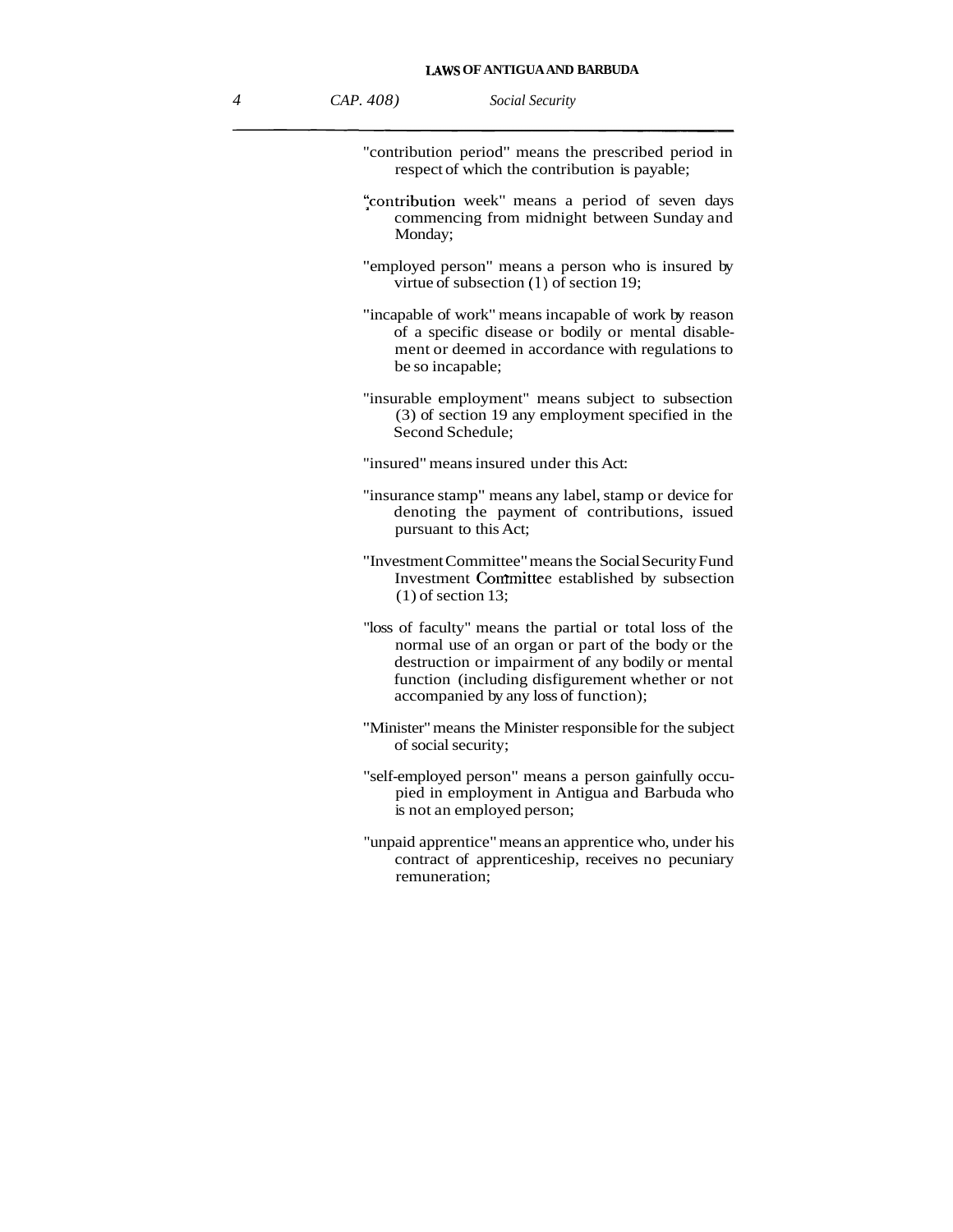"contribution period" means the prescribed period in respect of which the contribution is payable;

"contribution week" means a period of seven days commencing from midnight between Sunday and Monday;

"employed person" means a person who is insured by virtue of subsection (1) of section 19;

"incapable of work" means incapable of work by reason of a specific disease or bodily or mental disablement or deemed in accordance with regulations to be so incapable;

"insurable employment" means subject to subsection (3) of section 19 any employment specified in the Second Schedule;

"insured" means insured under this Act:

"insurance stamp" means any label, stamp or device for denoting the payment of contributions, issued pursuant to this Act;

"Investment Committee" means the Social Security Fund Investment Committee established by subsection (1) of section 13;

"loss of faculty" means the partial or total loss of the normal use of an organ or part of the body or the destruction or impairment of any bodily or mental function (including disfigurement whether or not accompanied by any loss of function);

"Minister" means the Minister responsible for the subject of social security;

"self-employed person" means a person gainfully occupied in employment in Antigua and Barbuda who is not an employed person;

"unpaid apprentice" means an apprentice who, under his contract of apprenticeship, receives no pecuniary remuneration;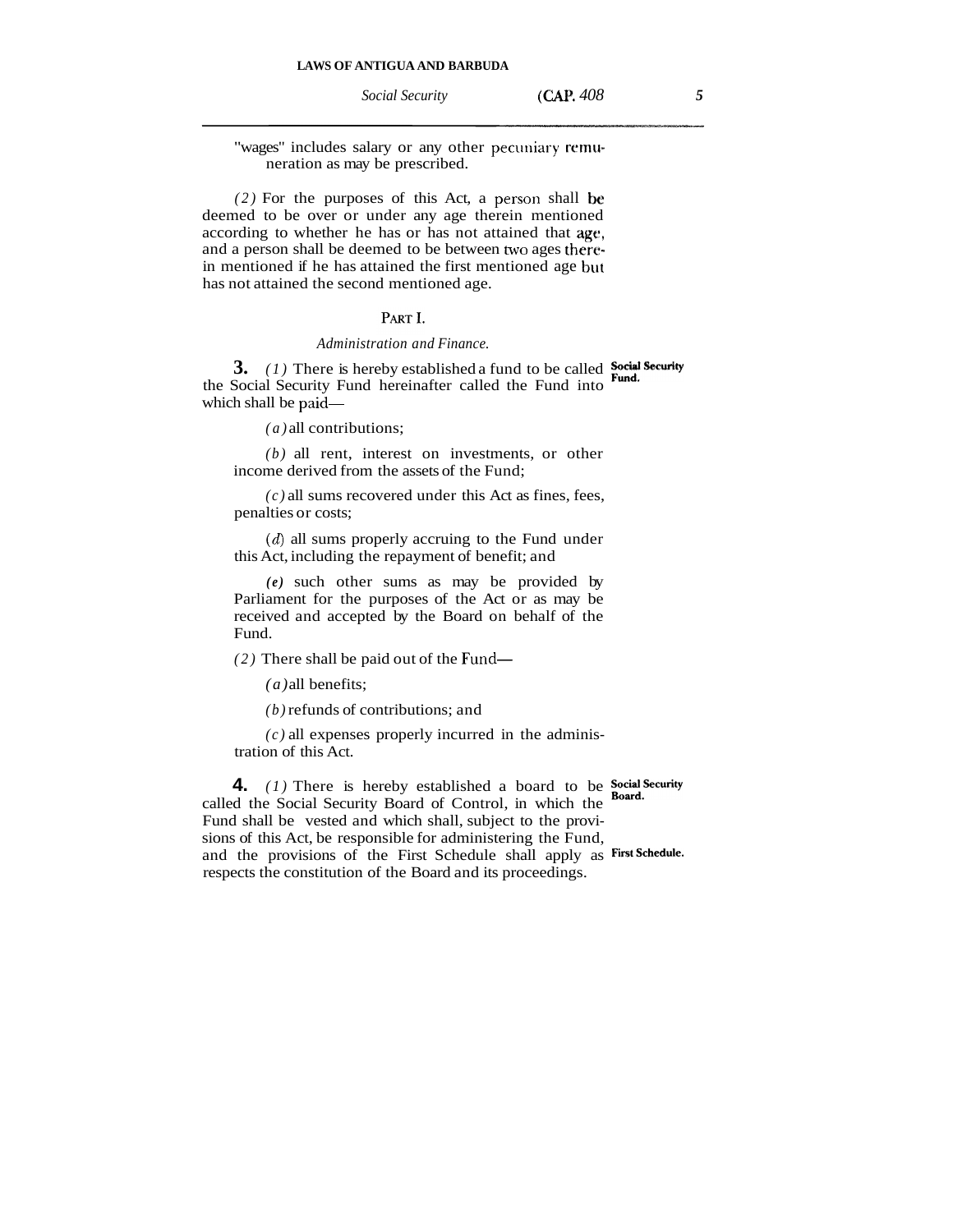"wages" includes salary or any other pecuniary remuneration as may be prescribed.

*(2)* For the purposes of this Act, a person shall be deemed to be over or under any age therein mentioned according to whether he has or has not attained that age, and a person shall be deemed to be between two ages therein mentioned if he has attained the first mentioned age but has not attained the second mentioned age.

## PART I.

### *Administration and Finance.*

**Social Security Fund.**

**3.** *(1)* There is hereby established a fund to be called the Social Security Fund hereinafter called the Fund into which shall be paid—

*(a)* all contributions;

*(b)* all rent, interest on investments, or other income derived from the assets of the Fund;

*(c)* all sums recovered under this Act as fines, fees, penalties or costs;

*(d)* all sums properly accruing to the Fund under this Act, including the repayment of benefit; and

*(e)* such other sums as may be provided by Parliament for the purposes of the Act or as may be received and accepted by the Board on behalf of the Fund.

*(2)* There shall be paid out of the Fund—

*(a)* all benefits;

*(b)* refunds of contributions; and

*(c)* all expenses properly incurred in the administration of this Act.

**Social Security Board.**

**First Schedule.**

**4.** *(1)* There is hereby established a board to be called the Social Security Board of Control, in which the Fund shall be vested and which shall, subject to the provisions of this Act, be responsible for administering the Fund, and the provisions of the First Schedule shall apply as respects the constitution of the Board and its proceedings.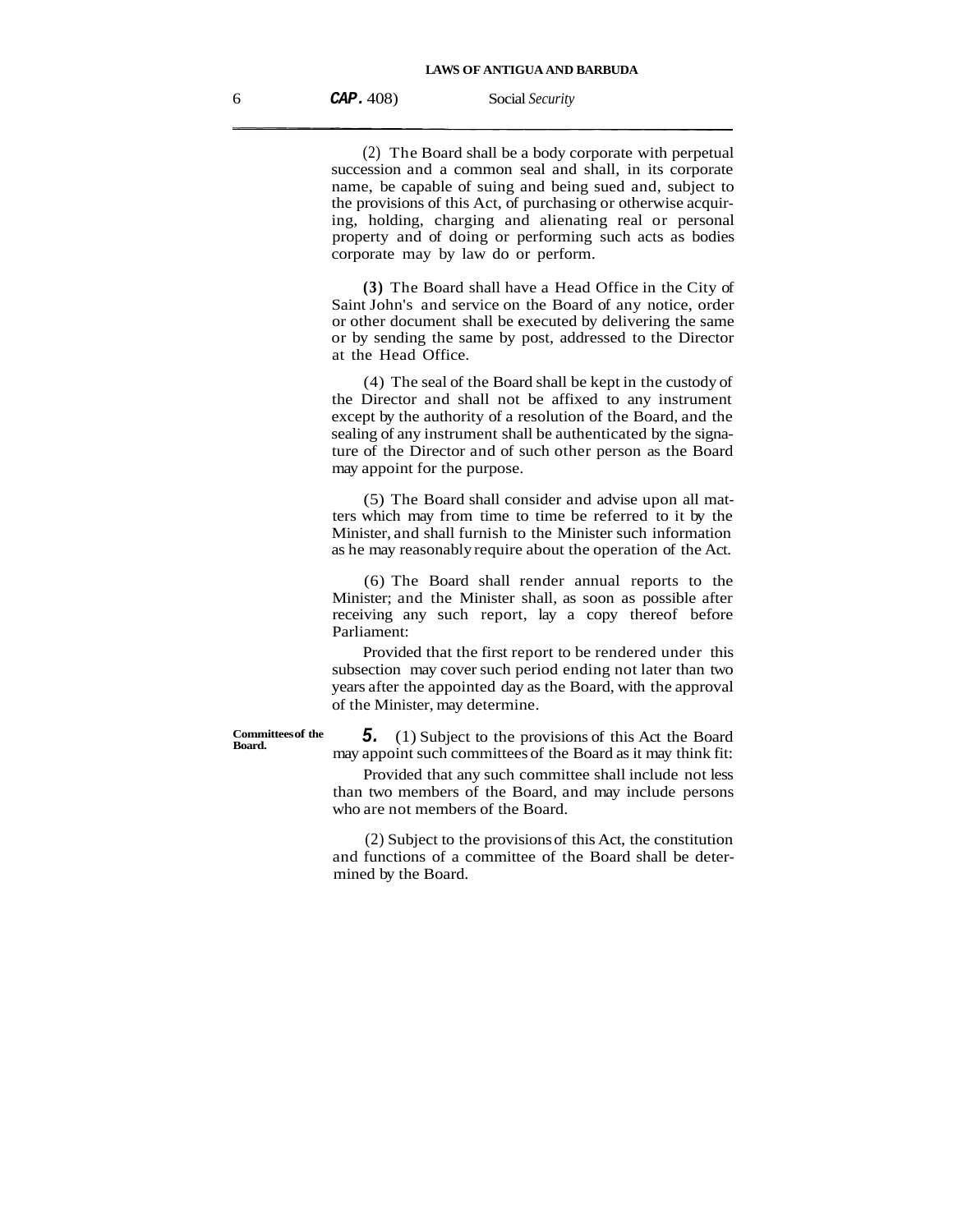(2) The Board shall be a body corporate with perpetual succession and a common seal and shall, in its corporate name, be capable of suing and being sued and, subject to the provisions of this Act, of purchasing or otherwise acquiring, holding, charging and alienating real or personal property and of doing or performing such acts as bodies corporate may by law do or perform.

**(3)** The Board shall have a Head Office in the City of Saint John's and service on the Board of any notice, order or other document shall be executed by delivering the same or by sending the same by post, addressed to the Director at the Head Office.

(4) The seal of the Board shall be kept in the custody of the Director and shall not be affixed to any instrument except by the authority of a resolution of the Board, and the sealing of any instrument shall be authenticated by the signature of the Director and of such other person as the Board may appoint for the purpose.

(5) The Board shall consider and advise upon all matters which may from time to time be referred to it by the Minister, and shall furnish to the Minister such information as he may reasonably require about the operation of the Act.

(6) The Board shall render annual reports to the Minister; and the Minister shall, as soon as possible after receiving any such report, lay a copy thereof before Parliament:

Provided that the first report to be rendered under this subsection may cover such period ending not later than two years after the appointed day as the Board, with the approval of the Minister, may determine.

**Committees of the Board.**

***5.*** (1) Subject to the provisions of this Act the Board may appoint such committees of the Board as it may think fit:

Provided that any such committee shall include not less than two members of the Board, and may include persons who are not members of the Board.

(2) Subject to the provisions of this Act, the constitution and functions of a committee of the Board shall be determined by the Board.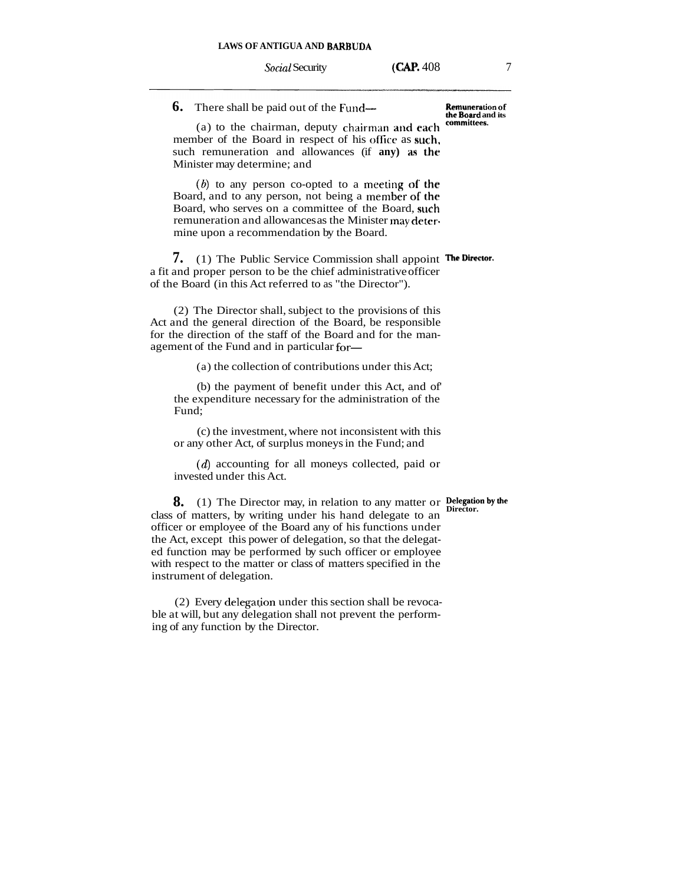**6.** There shall be paid out of the Fund—

**Remuneration of the Board and its committees.**

(a) to the chairman, deputy chairman and each member of the Board in respect of his office as such, such remuneration and allowances (if any) as the Minister may determine; and

(*b*) to any person co-opted to a meeting of the Board, and to any person, not being a member of the Board, who serves on a committee of the Board, such remuneration and allowances as the Minister may determine upon a recommendation by the Board.

**7.** (1) The Public Service Commission shall appoint a fit and proper person to be the chief administrative officer of the Board (in this Act referred to as "the Director").

**The Director.**

(2) The Director shall, subject to the provisions of this Act and the general direction of the Board, be responsible for the direction of the staff of the Board and for the management of the Fund and in particular for—

(a) the collection of contributions under this Act;

(b) the payment of benefit under this Act, and of the expenditure necessary for the administration of the Fund;

(c) the investment, where not inconsistent with this or any other Act, of surplus moneys in the Fund; and

(*d*) accounting for all moneys collected, paid or invested under this Act.

**8.** (1) The Director may, in relation to any matter or class of matters, by writing under his hand delegate to an officer or employee of the Board any of his functions under the Act, except this power of delegation, so that the delegated function may be performed by such officer or employee with respect to the matter or class of matters specified in the instrument of delegation.

**Delegation by the Director.**

(2) Every delegation under this section shall be revocable at will, but any delegation shall not prevent the performing of any function by the Director.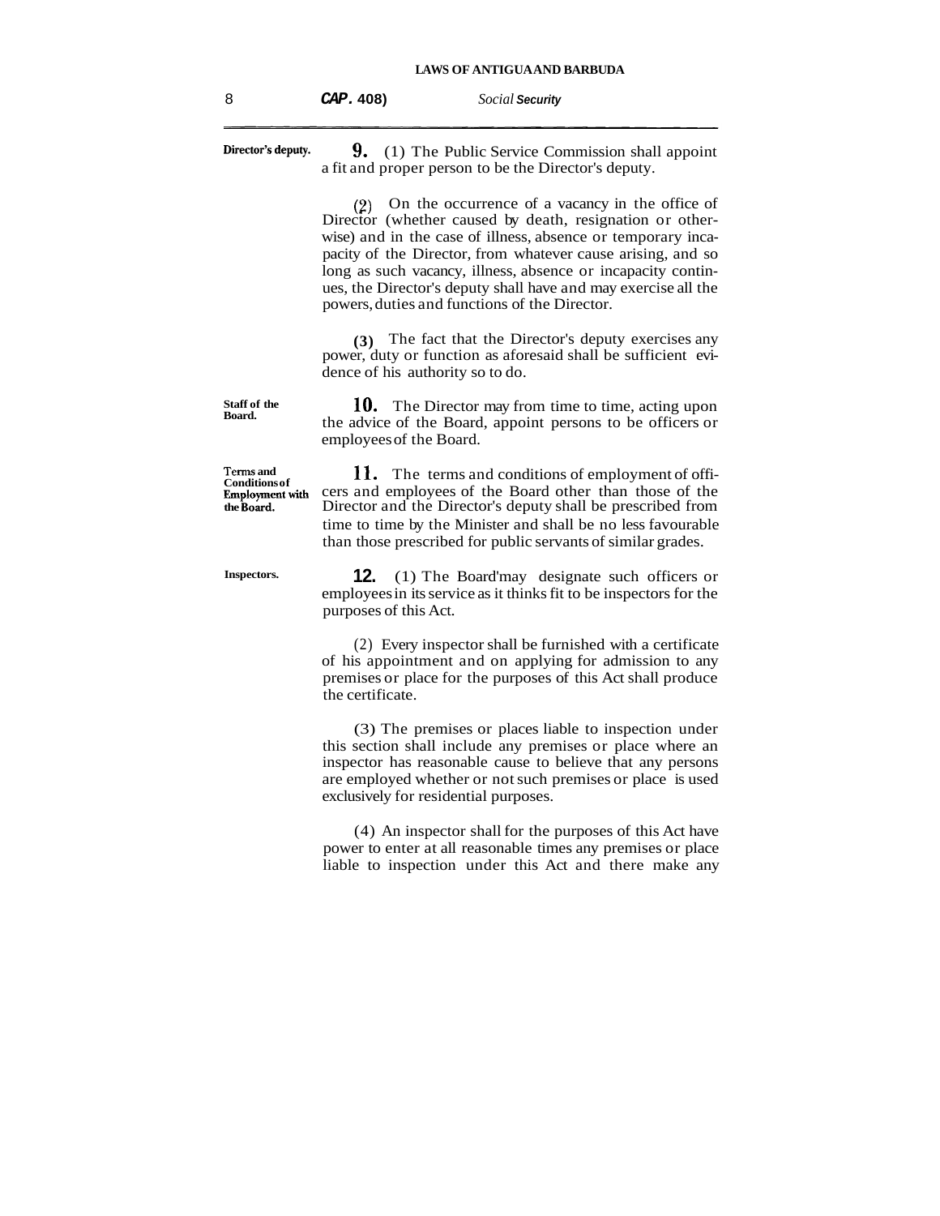**Director's deputy.**

**9.** (1) The Public Service Commission shall appoint a fit and proper person to be the Director's deputy.

(2) On the occurrence of a vacancy in the office of Director (whether caused by death, resignation or otherwise) and in the case of illness, absence or temporary incapacity of the Director, from whatever cause arising, and so long as such vacancy, illness, absence or incapacity continues, the Director's deputy shall have and may exercise all the powers, duties and functions of the Director.

(3) The fact that the Director's deputy exercises any power, duty or function as aforesaid shall be sufficient evidence of his authority so to do.

**Staff of the Board.**

**10.** The Director may from time to time, acting upon the advice of the Board, appoint persons to be officers or employees of the Board.

**Terms and Conditions of Employment with the Board.**

**11.** The terms and conditions of employment of officers and employees of the Board other than those of the Director and the Director's deputy shall be prescribed from time to time by the Minister and shall be no less favourable than those prescribed for public servants of similar grades.

**Inspectors.**

**12.** (1) The Board may designate such officers or employees in its service as it thinks fit to be inspectors for the purposes of this Act.

(2) Every inspector shall be furnished with a certificate of his appointment and on applying for admission to any premises or place for the purposes of this Act shall produce the certificate.

(3) The premises or places liable to inspection under this section shall include any premises or place where an inspector has reasonable cause to believe that any persons are employed whether or not such premises or place is used exclusively for residential purposes.

(4) An inspector shall for the purposes of this Act have power to enter at all reasonable times any premises or place liable to inspection under this Act and there make any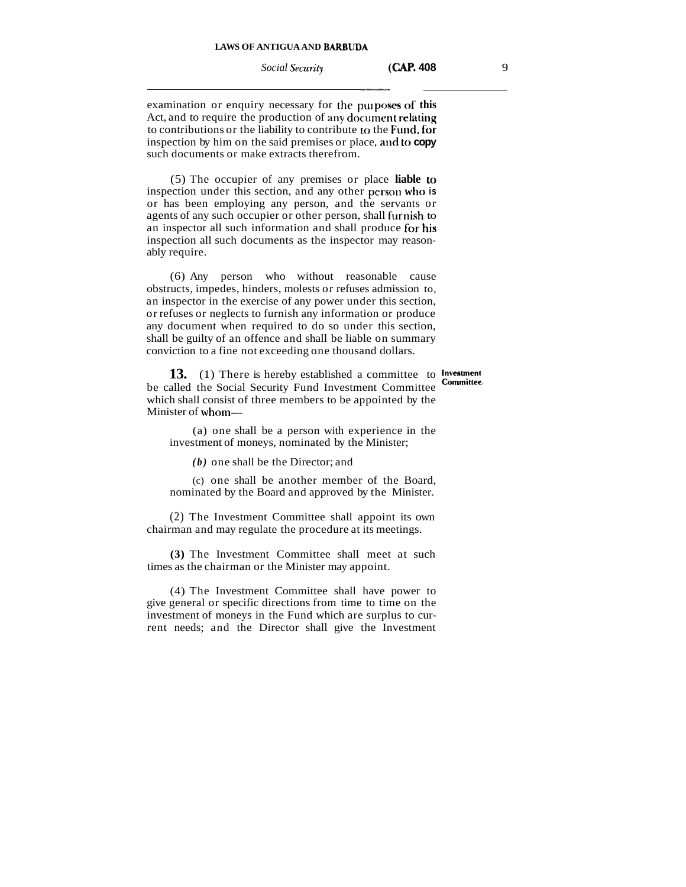examination or enquiry necessary for the purposes of this Act, and to require the production of any document relating to contributions or the liability to contribute to the Fund, for inspection by him on the said premises or place, and to copy such documents or make extracts therefrom.

(5) The occupier of any premises or place liable to inspection under this section, and any other person who is or has been employing any person, and the servants or agents of any such occupier or other person, shall furnish to an inspector all such information and shall produce for his inspection all such documents as the inspector may reasonably require.

(6) Any person who without reasonable cause obstructs, impedes, hinders, molests or refuses admission to, an inspector in the exercise of any power under this section, or refuses or neglects to furnish any information or produce any document when required to do so under this section, shall be guilty of an offence and shall be liable on summary conviction to a fine not exceeding one thousand dollars.

**Investment Committee.**

**13.** (1) There is hereby established a committee to be called the Social Security Fund Investment Committee which shall consist of three members to be appointed by the Minister of whom—

(a) one shall be a person with experience in the investment of moneys, nominated by the Minister;

*(b)* one shall be the Director; and

(c) one shall be another member of the Board, nominated by the Board and approved by the Minister.

(2) The Investment Committee shall appoint its own chairman and may regulate the procedure at its meetings.

(3) The Investment Committee shall meet at such times as the chairman or the Minister may appoint.

(4) The Investment Committee shall have power to give general or specific directions from time to time on the investment of moneys in the Fund which are surplus to current needs; and the Director shall give the Investment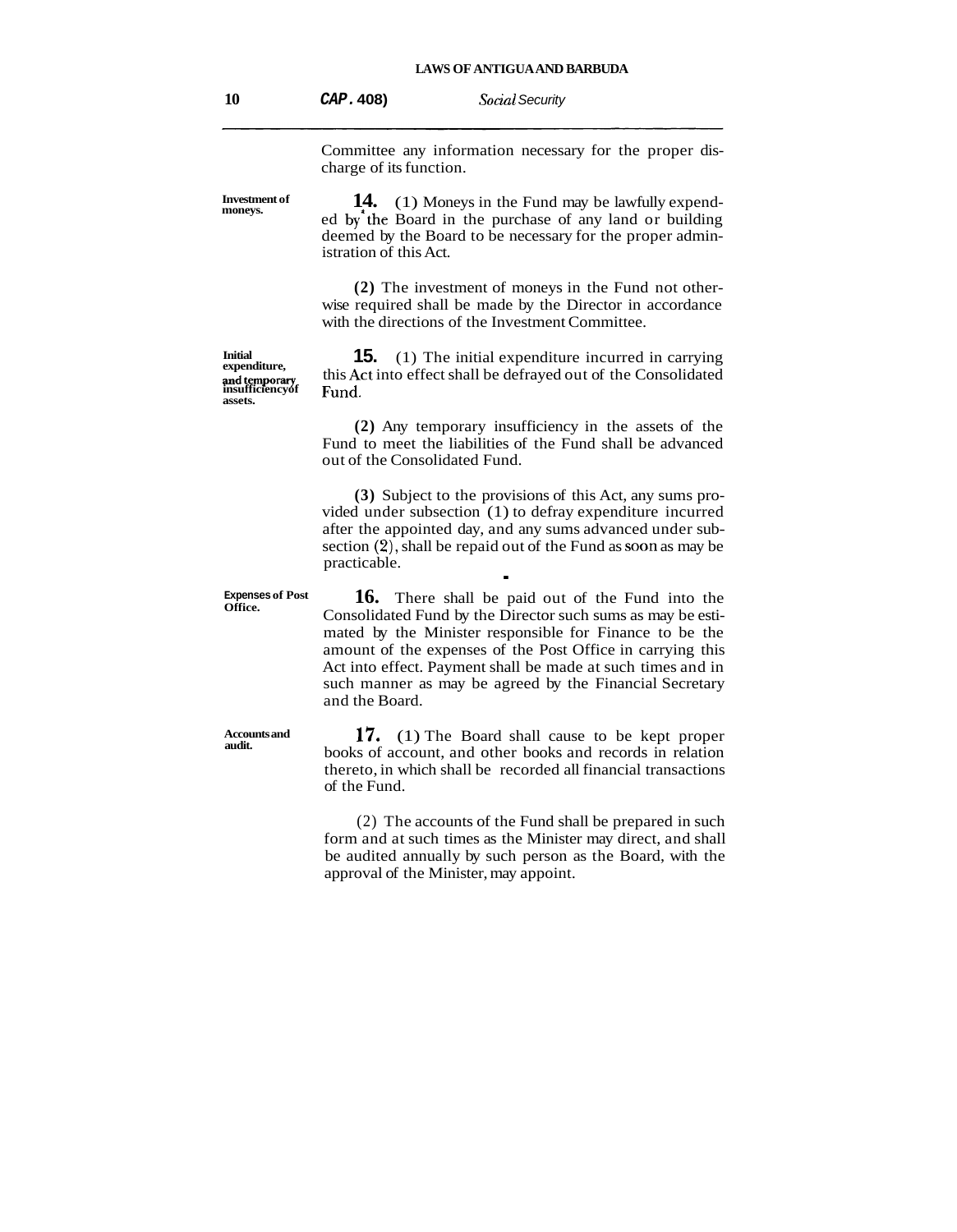Committee any information necessary for the proper discharge of its function.

**Investment of moneys.**

**14.** (1) Moneys in the Fund may be lawfully expended by the Board in the purchase of any land or building deemed by the Board to be necessary for the proper administration of this Act.

**(2)** The investment of moneys in the Fund not otherwise required shall be made by the Director in accordance with the directions of the Investment Committee.

**Initial expenditure, and temporary insufficiency of assets.**

**15.** (1) The initial expenditure incurred in carrying this Act into effect shall be defrayed out of the Consolidated Fund.

**(2)** Any temporary insufficiency in the assets of the Fund to meet the liabilities of the Fund shall be advanced out of the Consolidated Fund.

**(3)** Subject to the provisions of this Act, any sums provided under subsection (1) to defray expenditure incurred after the appointed day, and any sums advanced under subsection (2), shall be repaid out of the Fund as soon as may be practicable.

**Expenses of Post Office.**

**16.** There shall be paid out of the Fund into the Consolidated Fund by the Director such sums as may be estimated by the Minister responsible for Finance to be the amount of the expenses of the Post Office in carrying this Act into effect. Payment shall be made at such times and in such manner as may be agreed by the Financial Secretary and the Board.

**Accounts and audit.**

**17.** (1) The Board shall cause to be kept proper books of account, and other books and records in relation thereto, in which shall be recorded all financial transactions of the Fund.

(2) The accounts of the Fund shall be prepared in such form and at such times as the Minister may direct, and shall be audited annually by such person as the Board, with the approval of the Minister, may appoint.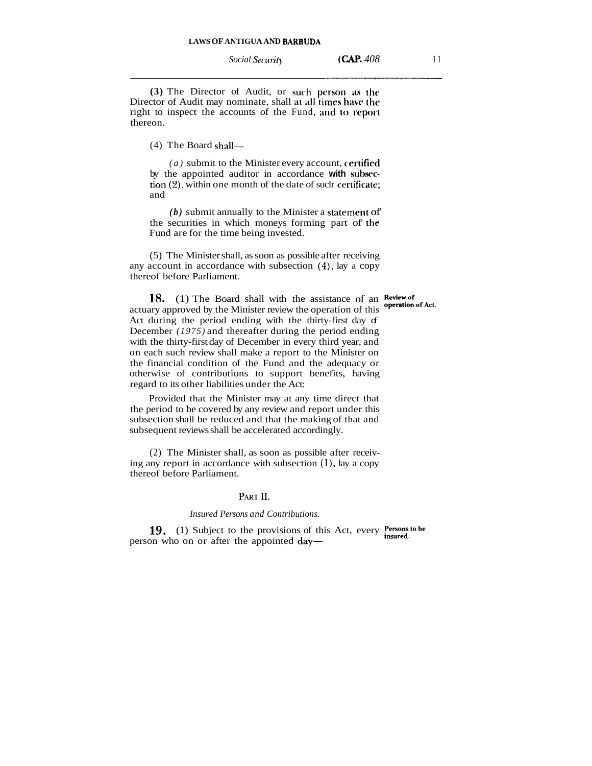(3) The Director of Audit, or such person as the Director of Audit may nominate, shall at all times have the right to inspect the accounts of the Fund, and to report thereon.

(4) The Board shall—

*(a)* submit to the Minister every account, certified by the appointed auditor in accordance with subsection (2), within one month of the date of such certificate; and

*(b)* submit annually to the Minister a statement of the securities in which moneys forming part of the Fund are for the time being invested.

(5) The Minister shall, as soon as possible after receiving any account in accordance with subsection (4), lay a copy thereof before Parliament.

**Review of operation of Act.**

**18.** (1) The Board shall with the assistance of an actuary approved by the Minister review the operation of this Act during the period ending with the thirty-first day of December *(1975)* and thereafter during the period ending with the thirty-first day of December in every third year, and on each such review shall make a report to the Minister on the financial condition of the Fund and the adequacy or otherwise of contributions to support benefits, having regard to its other liabilities under the Act:

Provided that the Minister may at any time direct that the period to be covered by any review and report under this subsection shall be reduced and that the making of that and subsequent reviews shall be accelerated accordingly.

(2) The Minister shall, as soon as possible after receiving any report in accordance with subsection (1), lay a copy thereof before Parliament.

## PART II.

### *Insured Persons and Contributions.*

**Persons to be insured.**

**19.** (1) Subject to the provisions of this Act, every person who on or after the appointed day—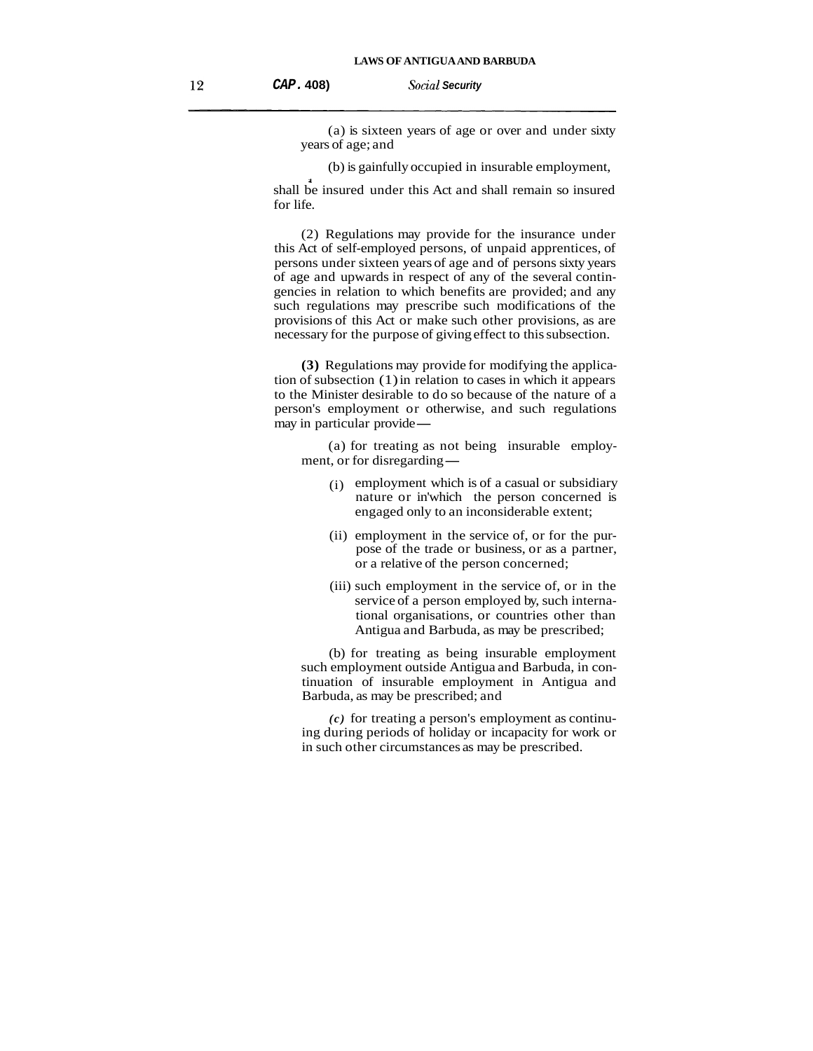(a) is sixteen years of age or over and under sixty years of age; and

(b) is gainfully occupied in insurable employment,

shall be insured under this Act and shall remain so insured for life.

(2) Regulations may provide for the insurance under this Act of self-employed persons, of unpaid apprentices, of persons under sixteen years of age and of persons sixty years of age and upwards in respect of any of the several contingencies in relation to which benefits are provided; and any such regulations may prescribe such modifications of the provisions of this Act or make such other provisions, as are necessary for the purpose of giving effect to this subsection.

**(3)** Regulations may provide for modifying the application of subsection (1) in relation to cases in which it appears to the Minister desirable to do so because of the nature of a person's employment or otherwise, and such regulations may in particular provide—

(a) for treating as not being insurable employment, or for disregarding—

(i) employment which is of a casual or subsidiary nature or in'which the person concerned is engaged only to an inconsiderable extent;

(ii) employment in the service of, or for the purpose of the trade or business, or as a partner, or a relative of the person concerned;

(iii) such employment in the service of, or in the service of a person employed by, such international organisations, or countries other than Antigua and Barbuda, as may be prescribed;

(b) for treating as being insurable employment such employment outside Antigua and Barbuda, in continuation of insurable employment in Antigua and Barbuda, as may be prescribed; and

*(c)* for treating a person's employment as continuing during periods of holiday or incapacity for work or in such other circumstances as may be prescribed.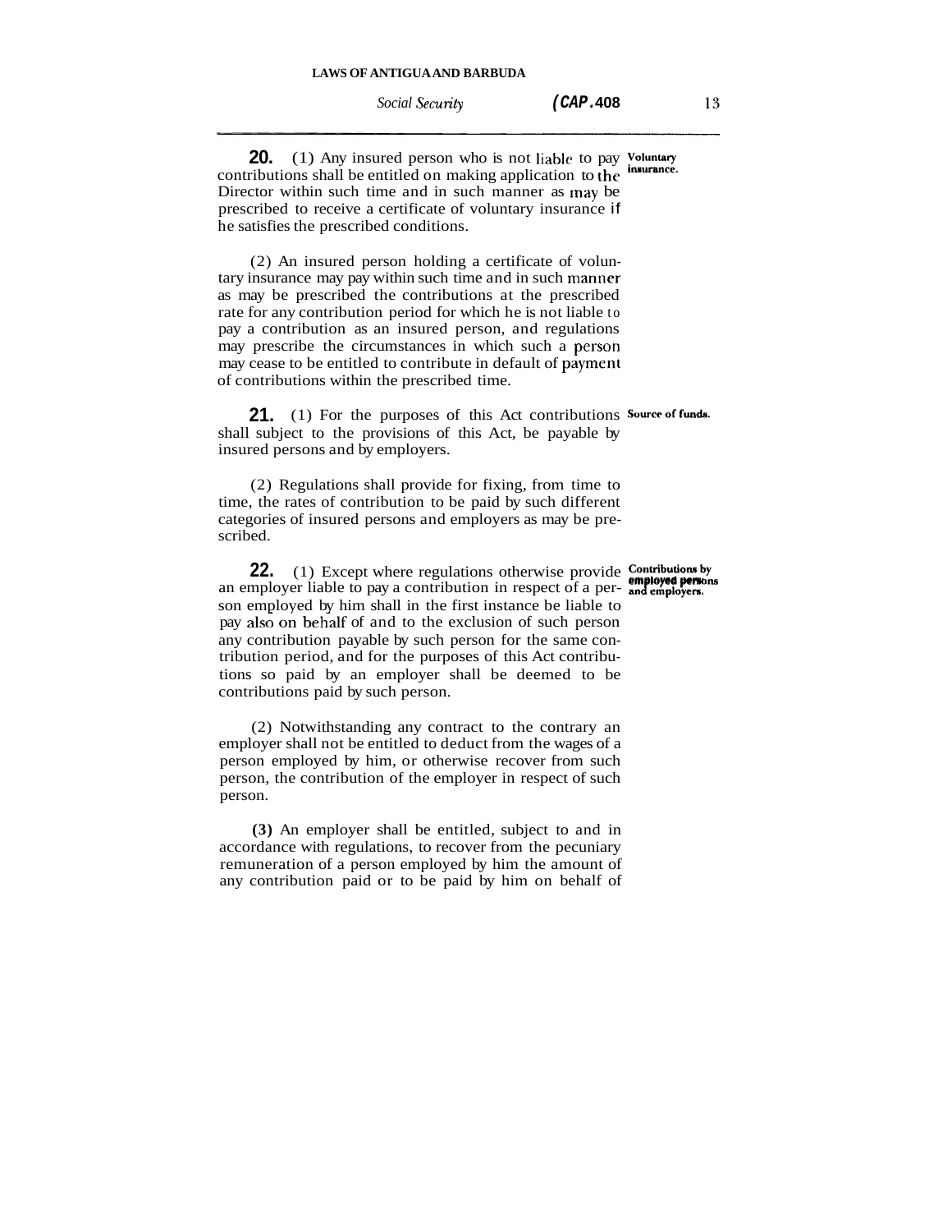**20.** (1) Any insured person who is not liable to pay contributions shall be entitled on making application to the Director within such time and in such manner as may be prescribed to receive a certificate of voluntary insurance if he satisfies the prescribed conditions.

**Voluntary insurance.**

(2) An insured person holding a certificate of voluntary insurance may pay within such time and in such manner as may be prescribed the contributions at the prescribed rate for any contribution period for which he is not liable to pay a contribution as an insured person, and regulations may prescribe the circumstances in which such a person may cease to be entitled to contribute in default of payment of contributions within the prescribed time.

**21.** (1) For the purposes of this Act contributions shall subject to the provisions of this Act, be payable by insured persons and by employers.

**Source of funds.**

(2) Regulations shall provide for fixing, from time to time, the rates of contribution to be paid by such different categories of insured persons and employers as may be prescribed.

**22.** (1) Except where regulations otherwise provide an employer liable to pay a contribution in respect of a person employed by him shall in the first instance be liable to pay also on behalf of and to the exclusion of such person any contribution payable by such person for the same contribution period, and for the purposes of this Act contributions so paid by an employer shall be deemed to be contributions paid by such person.

**Contributions by employed persons and employers.**

(2) Notwithstanding any contract to the contrary an employer shall not be entitled to deduct from the wages of a person employed by him, or otherwise recover from such person, the contribution of the employer in respect of such person.

(3) An employer shall be entitled, subject to and in accordance with regulations, to recover from the pecuniary remuneration of a person employed by him the amount of any contribution paid or to be paid by him on behalf of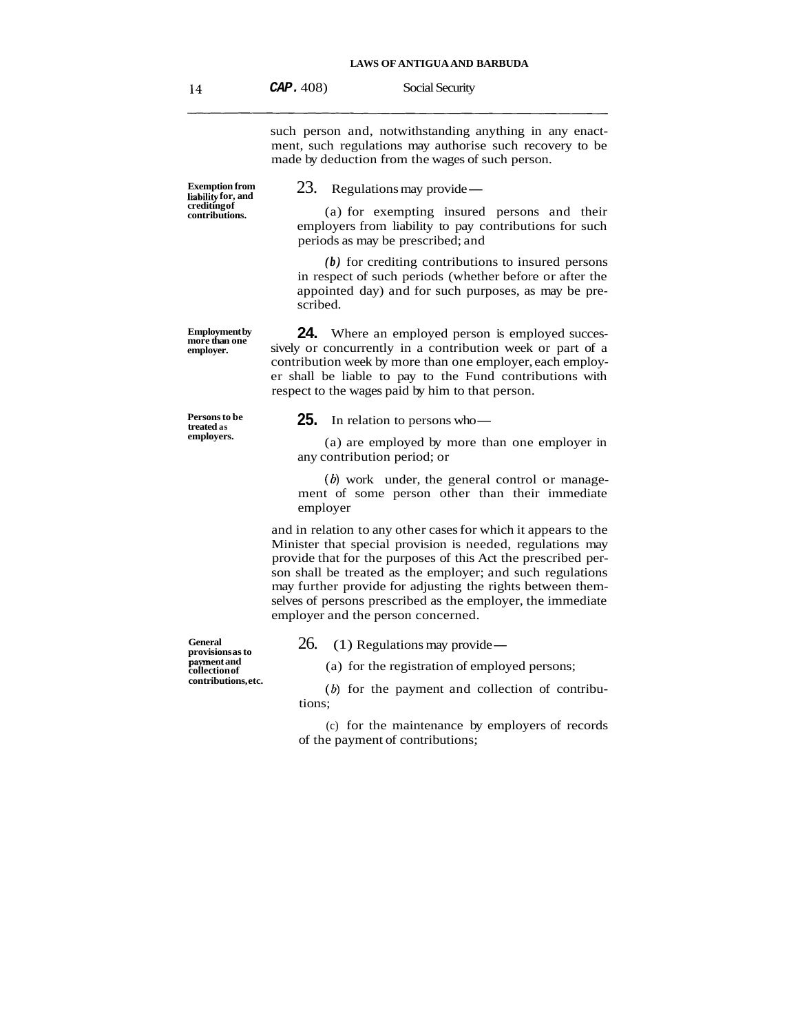such person and, notwithstanding anything in any enactment, such regulations may authorise such recovery to be made by deduction from the wages of such person.

**Exemption from liability for, and crediting of contributions.**

23. Regulations may provide—

(a) for exempting insured persons and their employers from liability to pay contributions for such periods as may be prescribed; and

*(b)* for crediting contributions to insured persons in respect of such periods (whether before or after the appointed day) and for such purposes, as may be prescribed.

**Employment by more than one employer.**

**24.** Where an employed person is employed successively or concurrently in a contribution week or part of a contribution week by more than one employer, each employer shall be liable to pay to the Fund contributions with respect to the wages paid by him to that person.

**Persons to be treated as employers.**

**25.** In relation to persons who—

(a) are employed by more than one employer in any contribution period; or

(*b*) work under, the general control or management of some person other than their immediate employer

and in relation to any other cases for which it appears to the Minister that special provision is needed, regulations may provide that for the purposes of this Act the prescribed person shall be treated as the employer; and such regulations may further provide for adjusting the rights between themselves of persons prescribed as the employer, the immediate employer and the person concerned.

**General provisions as to payment and collection of contributions, etc.**

26. (1) Regulations may provide—

(a) for the registration of employed persons;

(*b*) for the payment and collection of contributions;

(c) for the maintenance by employers of records of the payment of contributions;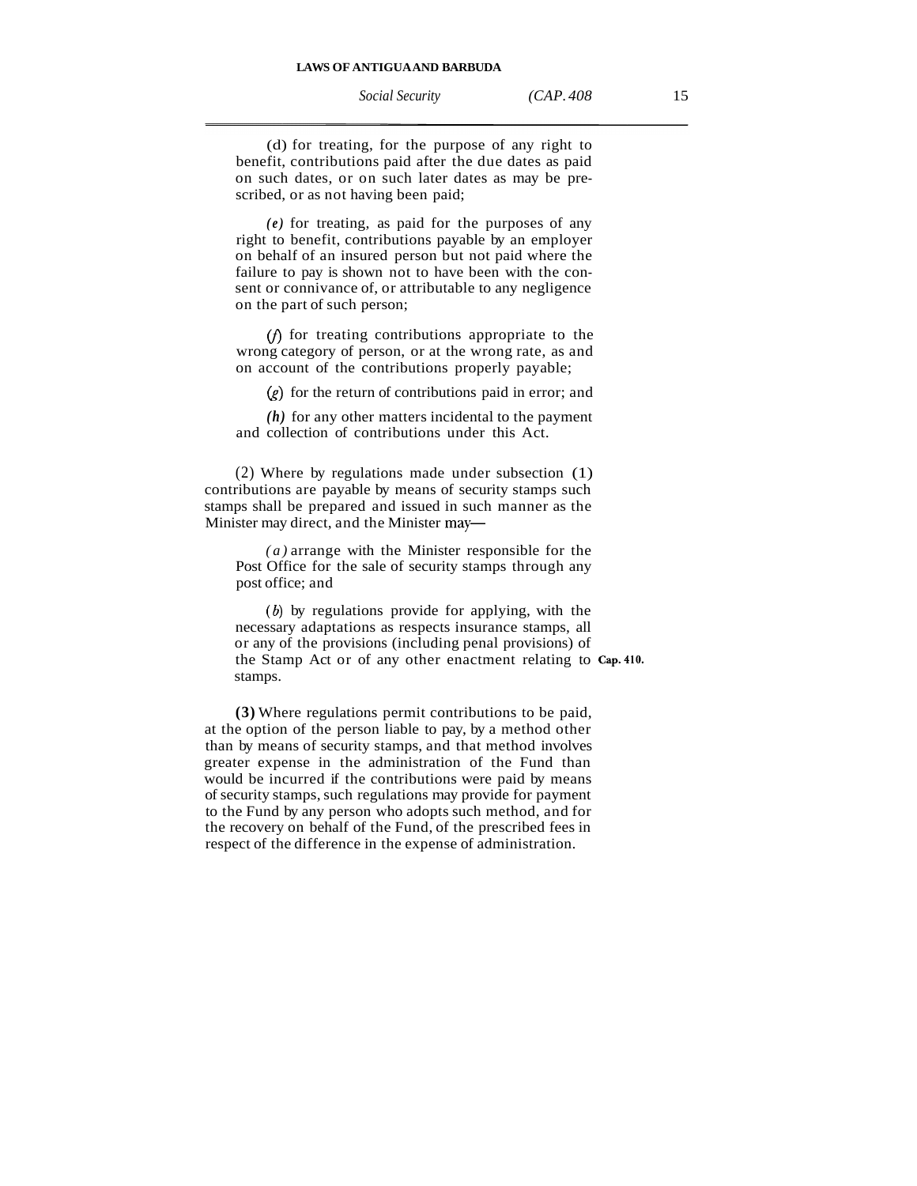(d) for treating, for the purpose of any right to benefit, contributions paid after the due dates as paid on such dates, or on such later dates as may be prescribed, or as not having been paid;

*(e)* for treating, as paid for the purposes of any right to benefit, contributions payable by an employer on behalf of an insured person but not paid where the failure to pay is shown not to have been with the consent or connivance of, or attributable to any negligence on the part of such person;

*(f)* for treating contributions appropriate to the wrong category of person, or at the wrong rate, as and on account of the contributions properly payable;

*(g)* for the return of contributions paid in error; and

*(h)* for any other matters incidental to the payment and collection of contributions under this Act.

(2) Where by regulations made under subsection (1) contributions are payable by means of security stamps such stamps shall be prepared and issued in such manner as the Minister may direct, and the Minister may—

*(a)* arrange with the Minister responsible for the Post Office for the sale of security stamps through any post office; and

*(b)* by regulations provide for applying, with the necessary adaptations as respects insurance stamps, all or any of the provisions (including penal provisions) of the Stamp Act or of any other enactment relating to stamps. **Cap. 410.**

**(3)** Where regulations permit contributions to be paid, at the option of the person liable to pay, by a method other than by means of security stamps, and that method involves greater expense in the administration of the Fund than would be incurred if the contributions were paid by means of security stamps, such regulations may provide for payment to the Fund by any person who adopts such method, and for the recovery on behalf of the Fund, of the prescribed fees in respect of the difference in the expense of administration.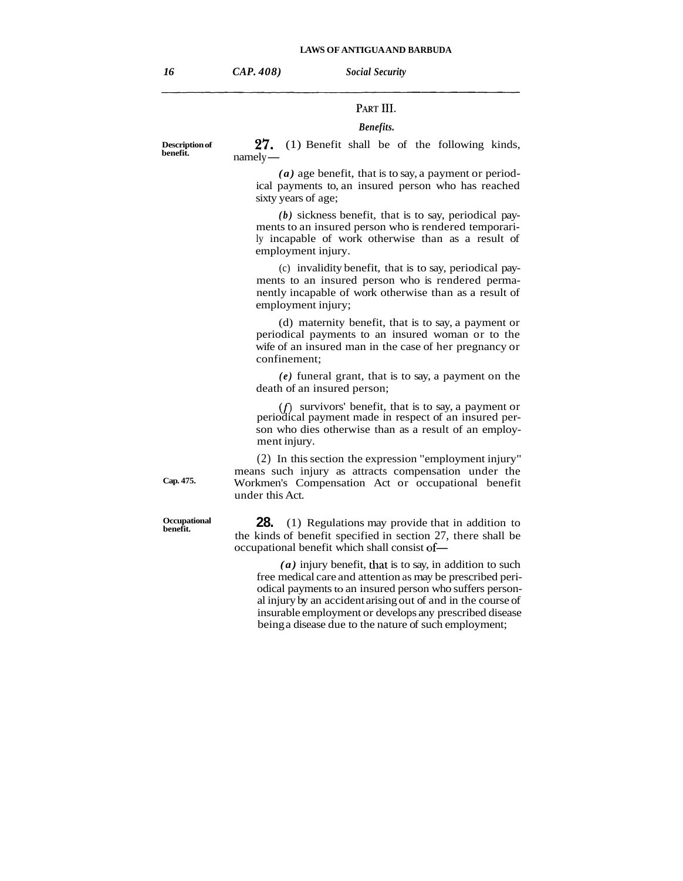## PART III.

### *Benefits.*

**Description of benefit.**

**27.** (1) Benefit shall be of the following kinds, namely—

*(a)* age benefit, that is to say, a payment or periodical payments to, an insured person who has reached sixty years of age;

*(b)* sickness benefit, that is to say, periodical payments to an insured person who is rendered temporarily incapable of work otherwise than as a result of employment injury.

(c) invalidity benefit, that is to say, periodical payments to an insured person who is rendered permanently incapable of work otherwise than as a result of employment injury;

(d) maternity benefit, that is to say, a payment or periodical payments to an insured woman or to the wife of an insured man in the case of her pregnancy or confinement;

*(e)* funeral grant, that is to say, a payment on the death of an insured person;

*(f)* survivors' benefit, that is to say, a payment or periodical payment made in respect of an insured person who dies otherwise than as a result of an employment injury.

(2) In this section the expression "employment injury" means such injury as attracts compensation under the Workmen's Compensation Act or occupational benefit under this Act.

**Cap. 475.**

**Occupational benefit.**

**28.** (1) Regulations may provide that in addition to the kinds of benefit specified in section 27, there shall be occupational benefit which shall consist of—

*(a)* injury benefit, that is to say, in addition to such free medical care and attention as may be prescribed periodical payments to an insured person who suffers personal injury by an accident arising out of and in the course of insurable employment or develops any prescribed disease being a disease due to the nature of such employment;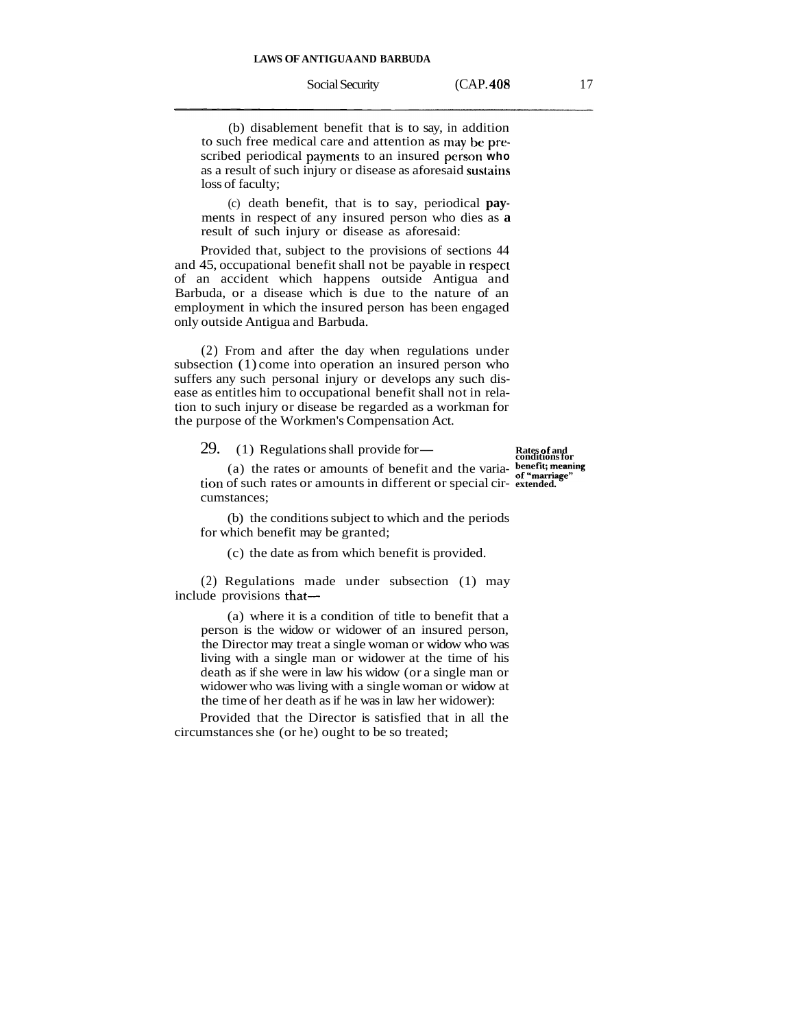(b) disablement benefit that is to say, in addition to such free medical care and attention as may be prescribed periodical payments to an insured person who as a result of such injury or disease as aforesaid sustains loss of faculty;

(c) death benefit, that is to say, periodical payments in respect of any insured person who dies as a result of such injury or disease as aforesaid:

Provided that, subject to the provisions of sections 44 and 45, occupational benefit shall not be payable in respect of an accident which happens outside Antigua and Barbuda, or a disease which is due to the nature of an employment in which the insured person has been engaged only outside Antigua and Barbuda.

(2) From and after the day when regulations under subsection (1) come into operation an insured person who suffers any such personal injury or develops any such disease as entitles him to occupational benefit shall not in relation to such injury or disease be regarded as a workman for the purpose of the Workmen's Compensation Act.

**Rates of and conditions for benefit; meaning of "marriage" extended.**

29. (1) Regulations shall provide for—

(a) the rates or amounts of benefit and the variation of such rates or amounts in different or special circumstances;

(b) the conditions subject to which and the periods for which benefit may be granted;

(c) the date as from which benefit is provided.

(2) Regulations made under subsection (1) may include provisions that—

(a) where it is a condition of title to benefit that a person is the widow or widower of an insured person, the Director may treat a single woman or widow who was living with a single man or widower at the time of his death as if she were in law his widow (or a single man or widower who was living with a single woman or widow at the time of her death as if he was in law her widower):

Provided that the Director is satisfied that in all the circumstances she (or he) ought to be so treated;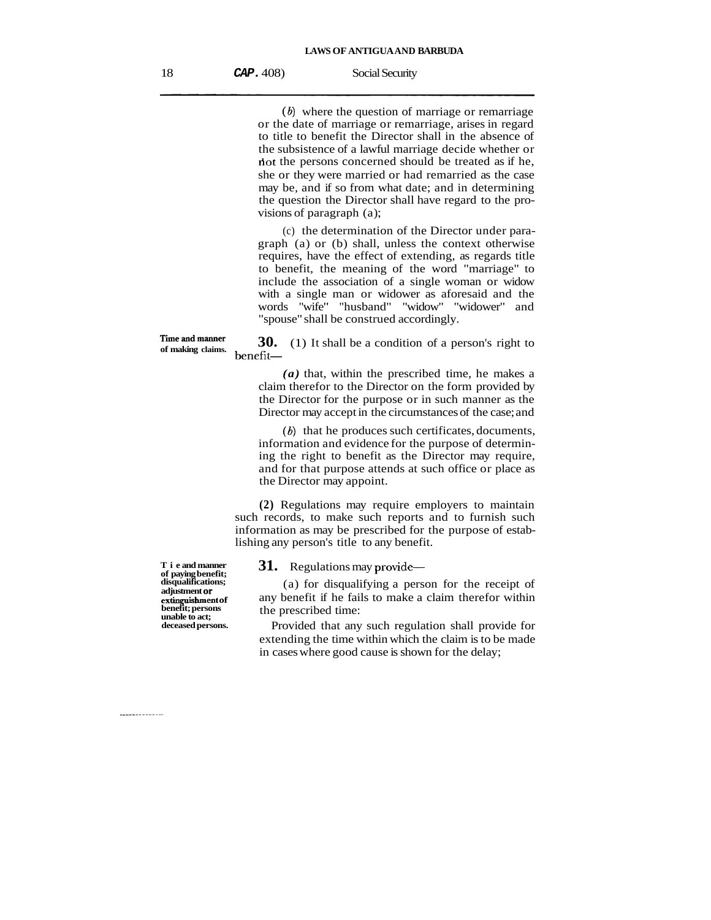(*b*) where the question of marriage or remarriage or the date of marriage or remarriage, arises in regard to title to benefit the Director shall in the absence of the subsistence of a lawful marriage decide whether or not the persons concerned should be treated as if he, she or they were married or had remarried as the case may be, and if so from what date; and in determining the question the Director shall have regard to the provisions of paragraph (a);

(c) the determination of the Director under paragraph (a) or (b) shall, unless the context otherwise requires, have the effect of extending, as regards title to benefit, the meaning of the word "marriage" to include the association of a single woman or widow with a single man or widower as aforesaid and the words "wife" "husband" "widow" "widower" and "spouse" shall be construed accordingly.

**Time and manner of making claims.**

**30.** (1) It shall be a condition of a person's right to benefit—

*(a)* that, within the prescribed time, he makes a claim therefor to the Director on the form provided by the Director for the purpose or in such manner as the Director may accept in the circumstances of the case; and

(*b*) that he produces such certificates, documents, information and evidence for the purpose of determining the right to benefit as the Director may require, and for that purpose attends at such office or place as the Director may appoint.

**(2)** Regulations may require employers to maintain such records, to make such reports and to furnish such information as may be prescribed for the purpose of establishing any person's title to any benefit.

**Time and manner of paying benefit; disqualifications; adjustment or extinguishment of benefit; persons unable to act; deceased persons.**

**31.** Regulations may provide—

(a) for disqualifying a person for the receipt of any benefit if he fails to make a claim therefor within the prescribed time:

Provided that any such regulation shall provide for extending the time within which the claim is to be made in cases where good cause is shown for the delay;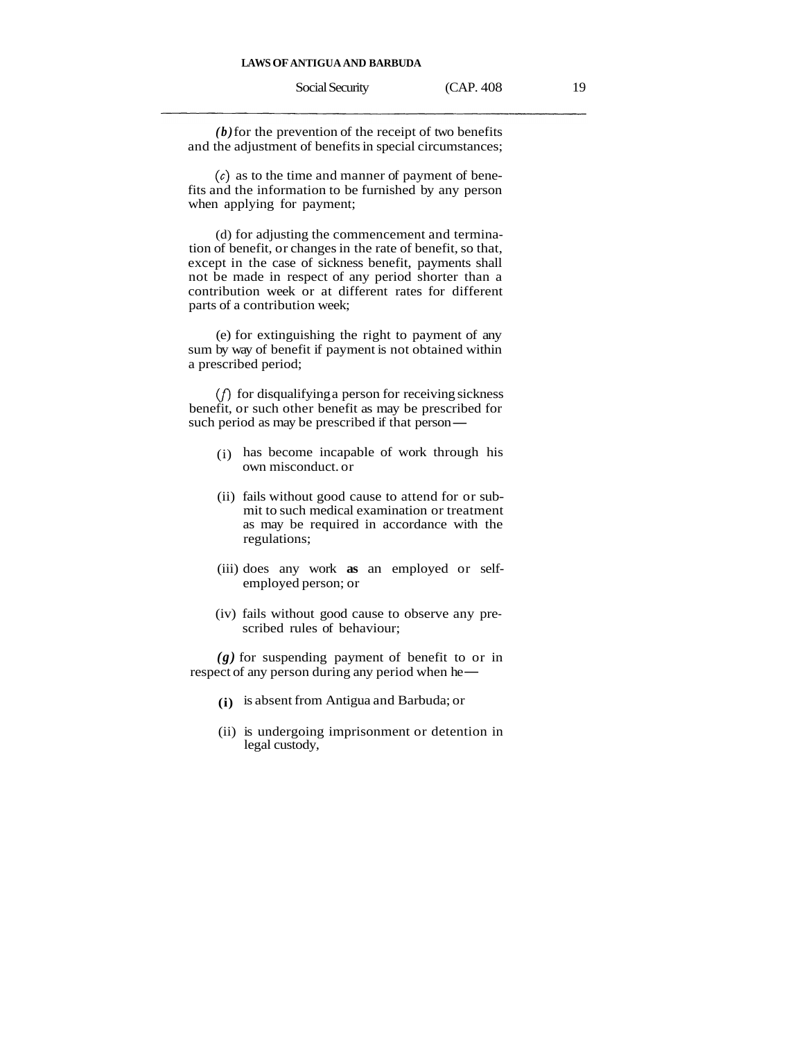*(b)* for the prevention of the receipt of two benefits and the adjustment of benefits in special circumstances;

*(c)* as to the time and manner of payment of benefits and the information to be furnished by any person when applying for payment;

(d) for adjusting the commencement and termination of benefit, or changes in the rate of benefit, so that, except in the case of sickness benefit, payments shall not be made in respect of any period shorter than a contribution week or at different rates for different parts of a contribution week;

(e) for extinguishing the right to payment of any sum by way of benefit if payment is not obtained within a prescribed period;

*(f)* for disqualifying a person for receiving sickness benefit, or such other benefit as may be prescribed for such period as may be prescribed if that person—

(i) has become incapable of work through his own misconduct. or

(ii) fails without good cause to attend for or submit to such medical examination or treatment as may be required in accordance with the regulations;

(iii) does any work **as** an employed or self-employed person; or

(iv) fails without good cause to observe any prescribed rules of behaviour;

*(g)* for suspending payment of benefit to or in respect of any person during any period when he—

**(i)** is absent from Antigua and Barbuda; or

(ii) is undergoing imprisonment or detention in legal custody,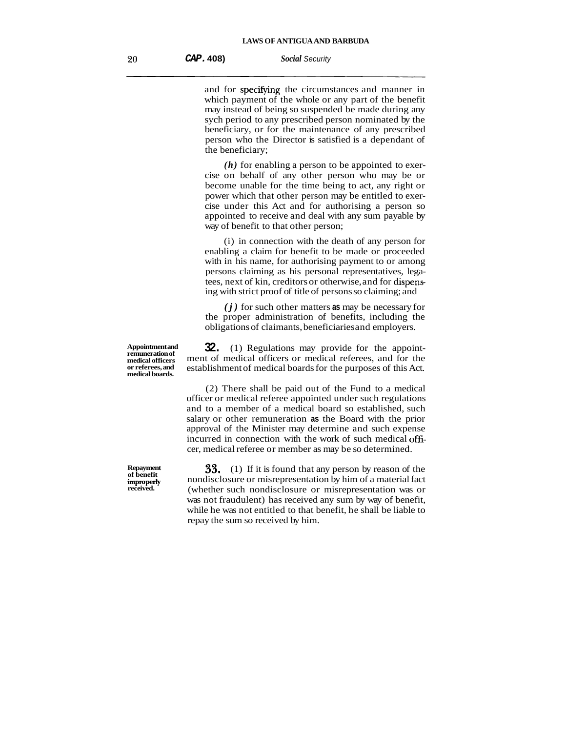and for specifying the circumstances and manner in which payment of the whole or any part of the benefit may instead of being so suspended be made during any sych period to any prescribed person nominated by the beneficiary, or for the maintenance of any prescribed person who the Director is satisfied is a dependant of the beneficiary;

*(h)* for enabling a person to be appointed to exercise on behalf of any other person who may be or become unable for the time being to act, any right or power which that other person may be entitled to exercise under this Act and for authorising a person so appointed to receive and deal with any sum payable by way of benefit to that other person;

(i) in connection with the death of any person for enabling a claim for benefit to be made or proceeded with in his name, for authorising payment to or among persons claiming as his personal representatives, legatees, next of kin, creditors or otherwise, and for dispensing with strict proof of title of persons so claiming; and

*(j)* for such other matters as may be necessary for the proper administration of benefits, including the obligations of claimants, beneficiaries and employers.

**Appointment and remuneration of medical officers or referees, and medical boards.**

**32.** (1) Regulations may provide for the appointment of medical officers or medical referees, and for the establishment of medical boards for the purposes of this Act.

(2) There shall be paid out of the Fund to a medical officer or medical referee appointed under such regulations and to a member of a medical board so established, such salary or other remuneration as the Board with the prior approval of the Minister may determine and such expense incurred in connection with the work of such medical officer, medical referee or member as may be so determined.

**Repayment of benefit improperly received.**

**33.** (1) If it is found that any person by reason of the nondisclosure or misrepresentation by him of a material fact (whether such nondisclosure or misrepresentation was or was not fraudulent) has received any sum by way of benefit, while he was not entitled to that benefit, he shall be liable to repay the sum so received by him.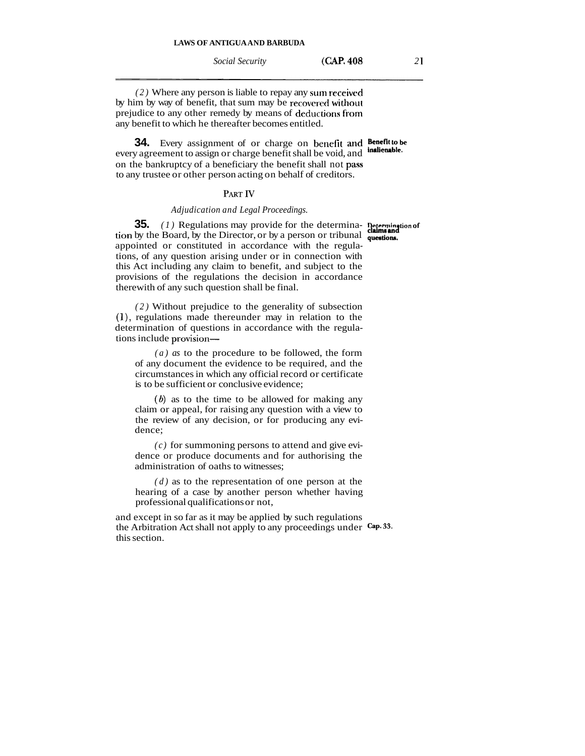*(2)* Where any person is liable to repay any sum received by him by way of benefit, that sum may be recovered without prejudice to any other remedy by means of deductions from any benefit to which he thereafter becomes entitled.

**Benefit to be inalienable.**

**34.** Every assignment of or charge on benefit and every agreement to assign or charge benefit shall be void, and on the bankruptcy of a beneficiary the benefit shall not pass to any trustee or other person acting on behalf of creditors.

## PART IV

*Adjudication and Legal Proceedings.*

**Determination of claims and questions.**

**35.** *(1)* Regulations may provide for the determination by the Board, by the Director, or by a person or tribunal appointed or constituted in accordance with the regulations, of any question arising under or in connection with this Act including any claim to benefit, and subject to the provisions of the regulations the decision in accordance therewith of any such question shall be final.

*(2)* Without prejudice to the generality of subsection (1), regulations made thereunder may in relation to the determination of questions in accordance with the regulations include provision—

*(a)* as to the procedure to be followed, the form of any document the evidence to be required, and the circumstances in which any official record or certificate is to be sufficient or conclusive evidence;

*(b)* as to the time to be allowed for making any claim or appeal, for raising any question with a view to the review of any decision, or for producing any evidence;

*(c)* for summoning persons to attend and give evidence or produce documents and for authorising the administration of oaths to witnesses;

*(d)* as to the representation of one person at the hearing of a case by another person whether having professional qualifications or not,

and except in so far as it may be applied by such regulations the Arbitration Act shall not apply to any proceedings under this section.

**Cap. 33.**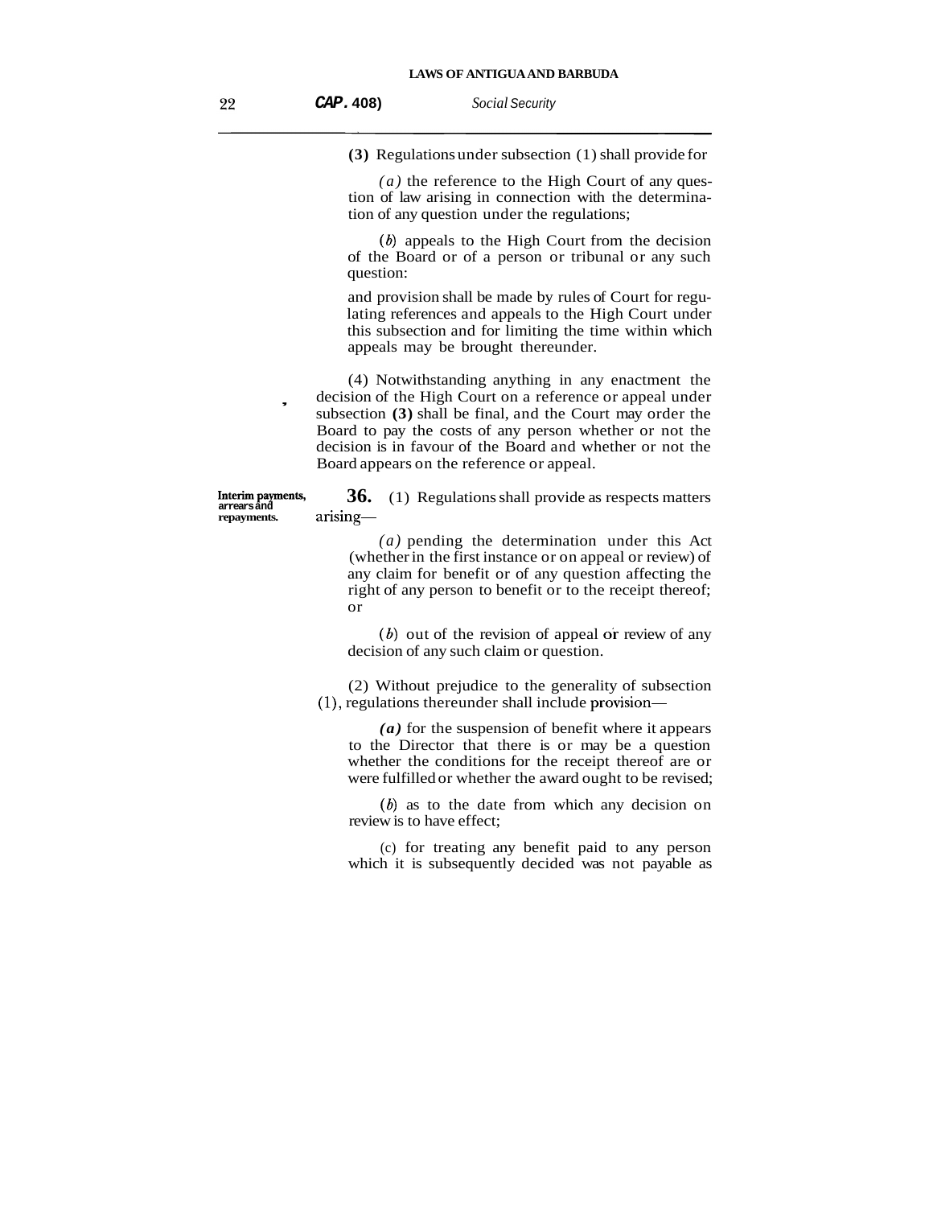(3) Regulations under subsection (1) shall provide for

(a) the reference to the High Court of any question of law arising in connection with the determination of any question under the regulations;

(b) appeals to the High Court from the decision of the Board or of a person or tribunal or any such question:

and provision shall be made by rules of Court for regulating references and appeals to the High Court under this subsection and for limiting the time within which appeals may be brought thereunder.

(4) Notwithstanding anything in any enactment the decision of the High Court on a reference or appeal under subsection (3) shall be final, and the Court may order the Board to pay the costs of any person whether or not the decision is in favour of the Board and whether or not the Board appears on the reference or appeal.

**Interim payments, arrears and repayments.**

**36.** (1) Regulations shall provide as respects matters arising—

(a) pending the determination under this Act (whether in the first instance or on appeal or review) of any claim for benefit or of any question affecting the right of any person to benefit or to the receipt thereof; or

(b) out of the revision of appeal or review of any decision of any such claim or question.

(2) Without prejudice to the generality of subsection (1), regulations thereunder shall include provision—

(a) for the suspension of benefit where it appears to the Director that there is or may be a question whether the conditions for the receipt thereof are or were fulfilled or whether the award ought to be revised;

(b) as to the date from which any decision on review is to have effect;

(c) for treating any benefit paid to any person which it is subsequently decided was not payable as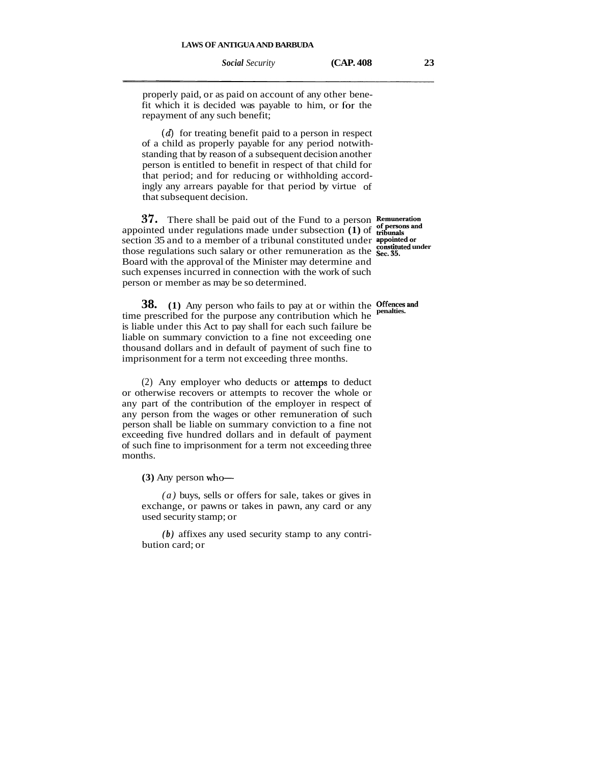properly paid, or as paid on account of any other benefit which it is decided was payable to him, or for the repayment of any such benefit;

(*d*) for treating benefit paid to a person in respect of a child as properly payable for any period notwithstanding that by reason of a subsequent decision another person is entitled to benefit in respect of that child for that period; and for reducing or withholding accordingly any arrears payable for that period by virtue of that subsequent decision.

**Remuneration of persons and tribunals appointed or constituted under Sec. 35.**

**37.** There shall be paid out of the Fund to a person appointed under regulations made under subsection **(1)** of section 35 and to a member of a tribunal constituted under those regulations such salary or other remuneration as the Board with the approval of the Minister may determine and such expenses incurred in connection with the work of such person or member as may be so determined.

**Offences and penalties.**

**38.** **(1)** Any person who fails to pay at or within the time prescribed for the purpose any contribution which he is liable under this Act to pay shall for each such failure be liable on summary conviction to a fine not exceeding one thousand dollars and in default of payment of such fine to imprisonment for a term not exceeding three months.

(2) Any employer who deducts or attemps to deduct or otherwise recovers or attempts to recover the whole or any part of the contribution of the employer in respect of any person from the wages or other remuneration of such person shall be liable on summary conviction to a fine not exceeding five hundred dollars and in default of payment of such fine to imprisonment for a term not exceeding three months.

**(3)** Any person who—

*(a)* buys, sells or offers for sale, takes or gives in exchange, or pawns or takes in pawn, any card or any used security stamp; or

*(b)* affixes any used security stamp to any contribution card; or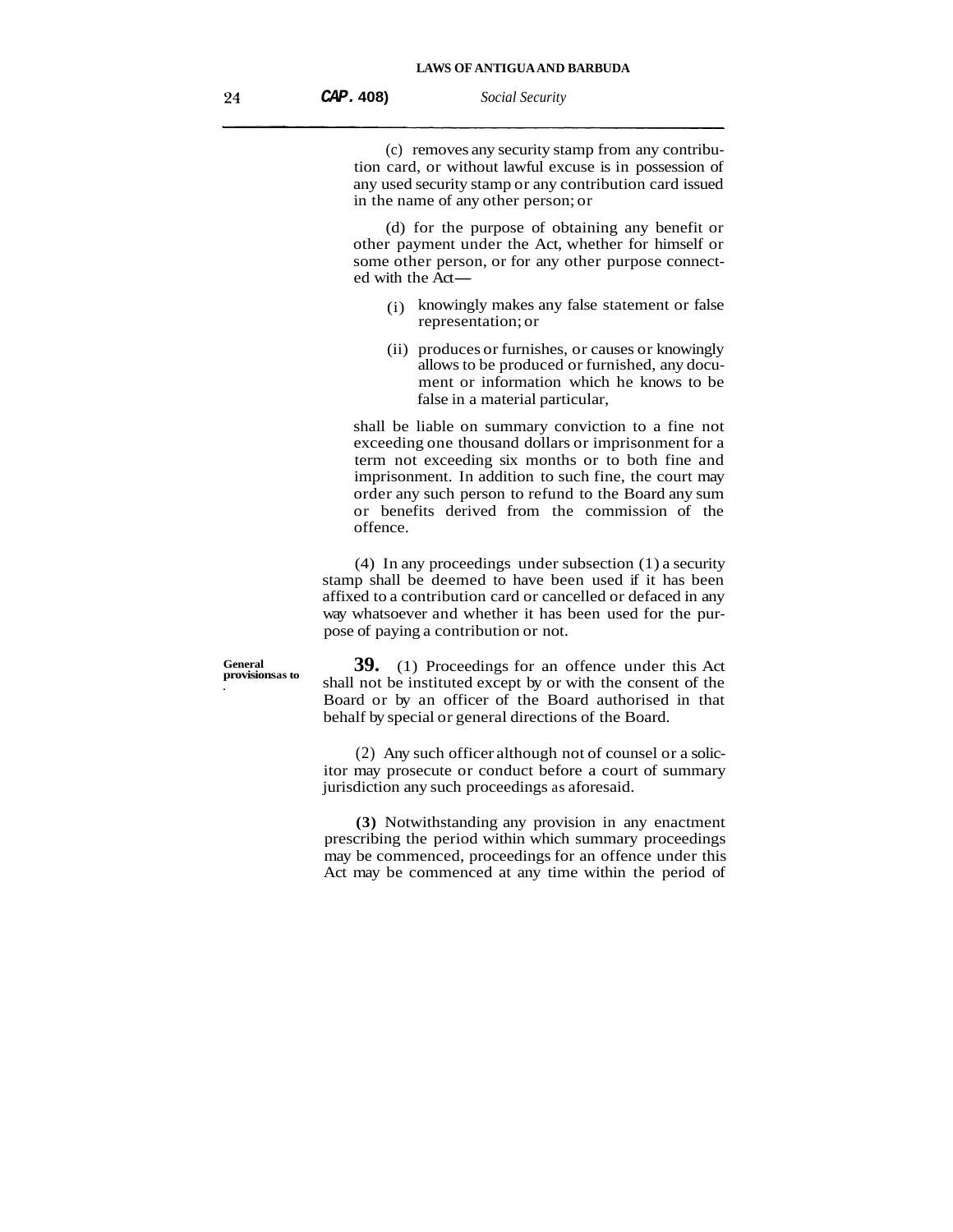(c) removes any security stamp from any contribution card, or without lawful excuse is in possession of any used security stamp or any contribution card issued in the name of any other person; or

(d) for the purpose of obtaining any benefit or other payment under the Act, whether for himself or some other person, or for any other purpose connected with the Act—

(i) knowingly makes any false statement or false representation; or

(ii) produces or furnishes, or causes or knowingly allows to be produced or furnished, any document or information which he knows to be false in a material particular,

shall be liable on summary conviction to a fine not exceeding one thousand dollars or imprisonment for a term not exceeding six months or to both fine and imprisonment. In addition to such fine, the court may order any such person to refund to the Board any sum or benefits derived from the commission of the offence.

(4) In any proceedings under subsection (1) a security stamp shall be deemed to have been used if it has been affixed to a contribution card or cancelled or defaced in any way whatsoever and whether it has been used for the purpose of paying a contribution or not.

**General provisions as to .**

**39.** (1) Proceedings for an offence under this Act shall not be instituted except by or with the consent of the Board or by an officer of the Board authorised in that behalf by special or general directions of the Board.

(2) Any such officer although not of counsel or a solicitor may prosecute or conduct before a court of summary jurisdiction any such proceedings as aforesaid.

**(3)** Notwithstanding any provision in any enactment prescribing the period within which summary proceedings may be commenced, proceedings for an offence under this Act may be commenced at any time within the period of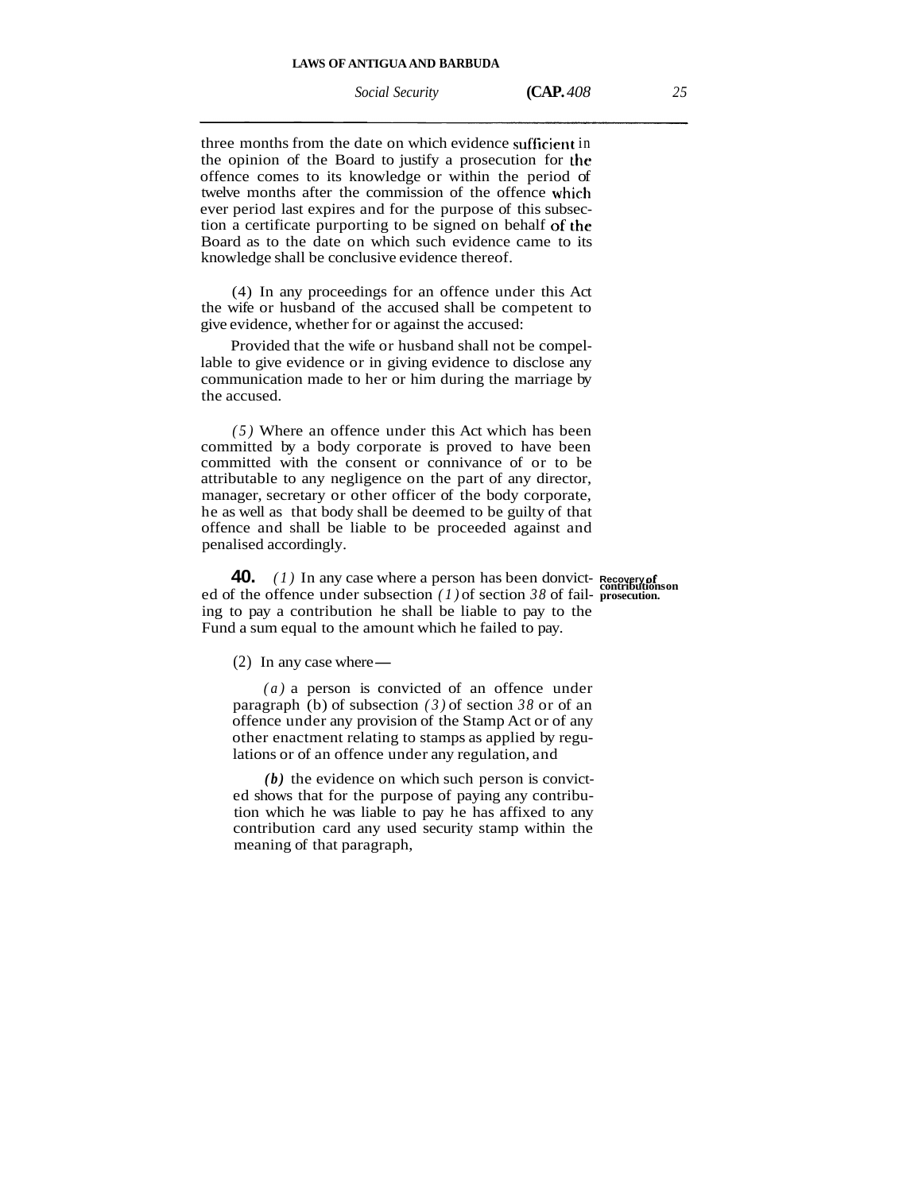three months from the date on which evidence sufficient in the opinion of the Board to justify a prosecution for the offence comes to its knowledge or within the period of twelve months after the commission of the offence which ever period last expires and for the purpose of this subsection a certificate purporting to be signed on behalf of the Board as to the date on which such evidence came to its knowledge shall be conclusive evidence thereof.

(4) In any proceedings for an offence under this Act the wife or husband of the accused shall be competent to give evidence, whether for or against the accused:

Provided that the wife or husband shall not be compellable to give evidence or in giving evidence to disclose any communication made to her or him during the marriage by the accused.

*(5)* Where an offence under this Act which has been committed by a body corporate is proved to have been committed with the consent or connivance of or to be attributable to any negligence on the part of any director, manager, secretary or other officer of the body corporate, he as well as that body shall be deemed to be guilty of that offence and shall be liable to be proceeded against and penalised accordingly.

**Recovery of contributions on prosecution.**

**40.** *(1)* In any case where a person has been donvicted of the offence under subsection *(1)* of section *38* of failing to pay a contribution he shall be liable to pay to the Fund a sum equal to the amount which he failed to pay.

(2) In any case where—

*(a)* a person is convicted of an offence under paragraph (b) of subsection *(3)* of section *38* or of an offence under any provision of the Stamp Act or of any other enactment relating to stamps as applied by regulations or of an offence under any regulation, and

***(b)*** the evidence on which such person is convicted shows that for the purpose of paying any contribution which he was liable to pay he has affixed to any contribution card any used security stamp within the meaning of that paragraph,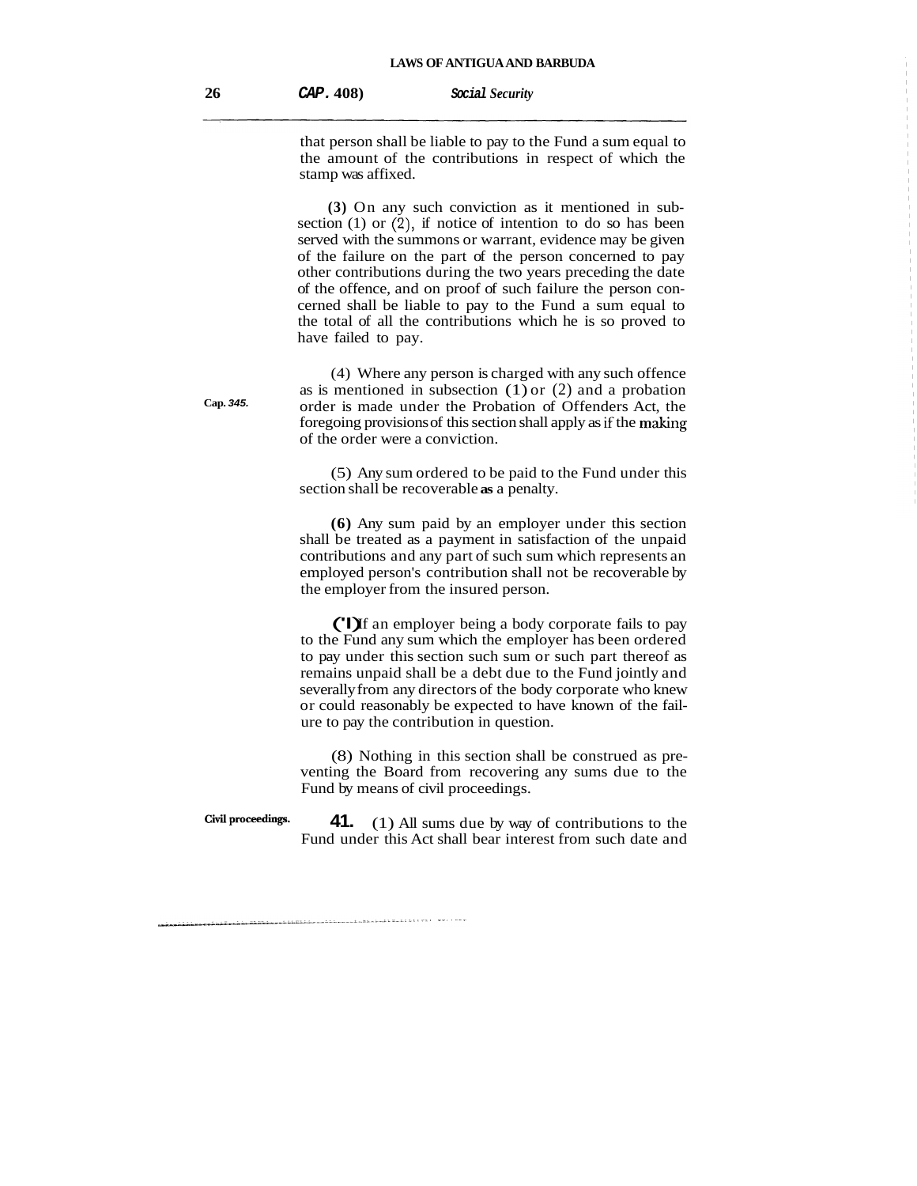that person shall be liable to pay to the Fund a sum equal to the amount of the contributions in respect of which the stamp was affixed.

**(3)** On any such conviction as it mentioned in sub-section (1) or (2), if notice of intention to do so has been served with the summons or warrant, evidence may be given of the failure on the part of the person concerned to pay other contributions during the two years preceding the date of the offence, and on proof of such failure the person concerned shall be liable to pay to the Fund a sum equal to the total of all the contributions which he is so proved to have failed to pay.

Cap. 345.

(4) Where any person is charged with any such offence as is mentioned in subsection (1) or (2) and a probation order is made under the Probation of Offenders Act, the foregoing provisions of this section shall apply as if the making of the order were a conviction.

(5) Any sum ordered to be paid to the Fund under this section shall be recoverable as a penalty.

**(6)** Any sum paid by an employer under this section shall be treated as a payment in satisfaction of the unpaid contributions and any part of such sum which represents an employed person's contribution shall not be recoverable by the employer from the insured person.

(7) If an employer being a body corporate fails to pay to the Fund any sum which the employer has been ordered to pay under this section such sum or such part thereof as remains unpaid shall be a debt due to the Fund jointly and severally from any directors of the body corporate who knew or could reasonably be expected to have known of the failure to pay the contribution in question.

(8) Nothing in this section shall be construed as preventing the Board from recovering any sums due to the Fund by means of civil proceedings.

**Civil proceedings.**

**41.** (1) All sums due by way of contributions to the Fund under this Act shall bear interest from such date and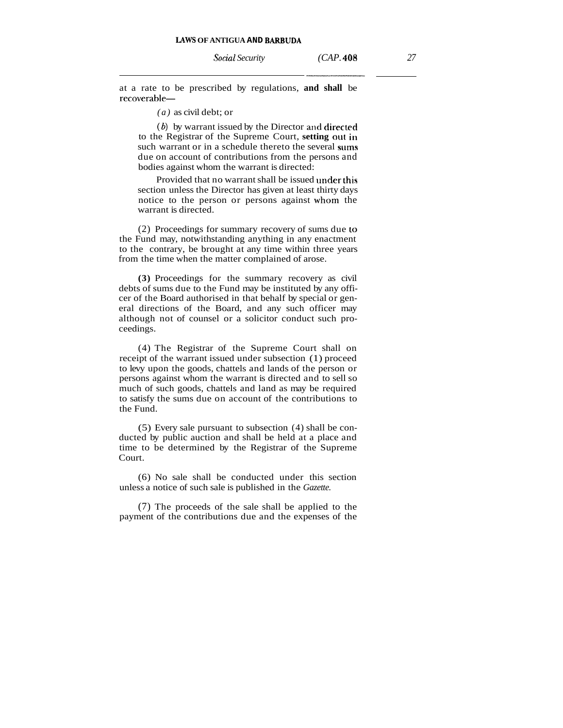at a rate to be prescribed by regulations, and shall be recoverable—

(a) as civil debt; or

(b) by warrant issued by the Director and directed to the Registrar of the Supreme Court, setting out in such warrant or in a schedule thereto the several sums due on account of contributions from the persons and bodies against whom the warrant is directed:

Provided that no warrant shall be issued under this section unless the Director has given at least thirty days notice to the person or persons against whom the warrant is directed.

(2) Proceedings for summary recovery of sums due to the Fund may, notwithstanding anything in any enactment to the contrary, be brought at any time within three years from the time when the matter complained of arose.

(3) Proceedings for the summary recovery as civil debts of sums due to the Fund may be instituted by any officer of the Board authorised in that behalf by special or general directions of the Board, and any such officer may although not of counsel or a solicitor conduct such proceedings.

(4) The Registrar of the Supreme Court shall on receipt of the warrant issued under subsection (1) proceed to levy upon the goods, chattels and lands of the person or persons against whom the warrant is directed and to sell so much of such goods, chattels and land as may be required to satisfy the sums due on account of the contributions to the Fund.

(5) Every sale pursuant to subsection (4) shall be conducted by public auction and shall be held at a place and time to be determined by the Registrar of the Supreme Court.

(6) No sale shall be conducted under this section unless a notice of such sale is published in the *Gazette*.

(7) The proceeds of the sale shall be applied to the payment of the contributions due and the expenses of the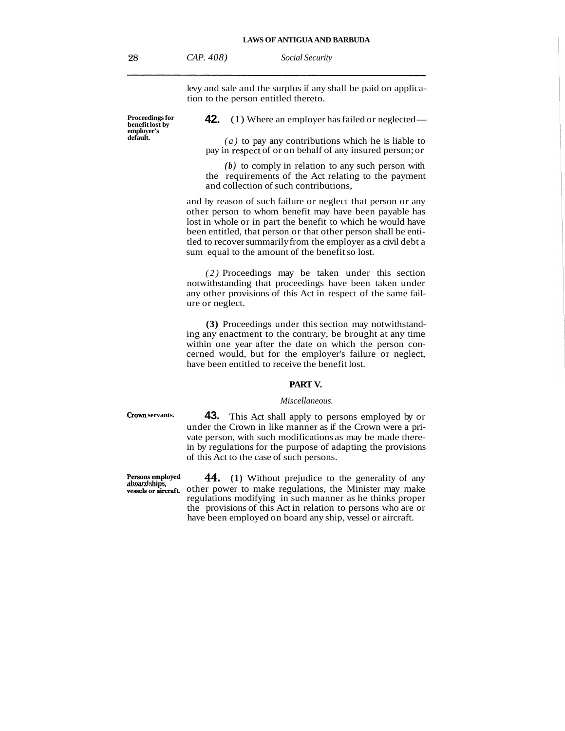levy and sale and the surplus if any shall be paid on application to the person entitled thereto.

*Proceedings for benefit lost by employer's default.*

**42.** (1) Where an employer has failed or neglected—

*(a)* to pay any contributions which he is liable to pay in respect of or on behalf of any insured person; or

*(b)* to comply in relation to any such person with the requirements of the Act relating to the payment and collection of such contributions,

and by reason of such failure or neglect that person or any other person to whom benefit may have been payable has lost in whole or in part the benefit to which he would have been entitled, that person or that other person shall be entitled to recover summarily from the employer as a civil debt a sum equal to the amount of the benefit so lost.

(2) Proceedings may be taken under this section notwithstanding that proceedings have been taken under any other provisions of this Act in respect of the same failure or neglect.

(3) Proceedings under this section may notwithstanding any enactment to the contrary, be brought at any time within one year after the date on which the person concerned would, but for the employer's failure or neglect, have been entitled to receive the benefit lost.

## PART V.

*Miscellaneous.*

*Crown servants.*

**43.** This Act shall apply to persons employed by or under the Crown in like manner as if the Crown were a private person, with such modifications as may be made therein by regulations for the purpose of adapting the provisions of this Act to the case of such persons.

*Persons employed aboard ships, vessels or aircraft.*

**44.** (1) Without prejudice to the generality of any other power to make regulations, the Minister may make regulations modifying in such manner as he thinks proper the provisions of this Act in relation to persons who are or have been employed on board any ship, vessel or aircraft.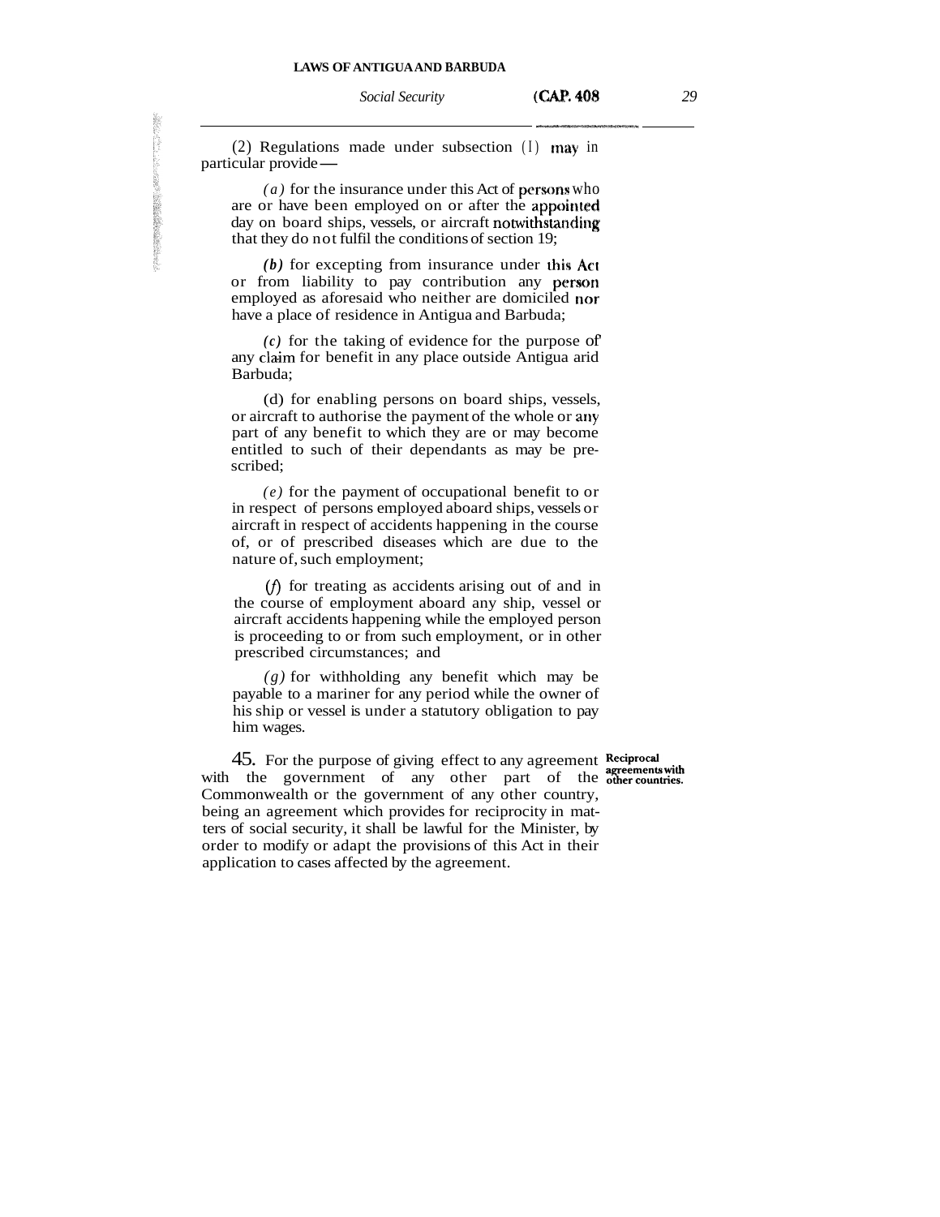(2) Regulations made under subsection (1) may in particular provide —

*(a)* for the insurance under this Act of persons who are or have been employed on or after the appointed day on board ships, vessels, or aircraft notwithstanding that they do not fulfil the conditions of section 19;

*(b)* for excepting from insurance under this Act or from liability to pay contribution any person employed as aforesaid who neither are domiciled nor have a place of residence in Antigua and Barbuda;

*(c)* for the taking of evidence for the purpose of any claim for benefit in any place outside Antigua arid Barbuda;

(d) for enabling persons on board ships, vessels, or aircraft to authorise the payment of the whole or any part of any benefit to which they are or may become entitled to such of their dependants as may be prescribed;

*(e)* for the payment of occupational benefit to or in respect of persons employed aboard ships, vessels or aircraft in respect of accidents happening in the course of, or of prescribed diseases which are due to the nature of, such employment;

(*f*) for treating as accidents arising out of and in the course of employment aboard any ship, vessel or aircraft accidents happening while the employed person is proceeding to or from such employment, or in other prescribed circumstances; and

*(g)* for withholding any benefit which may be payable to a mariner for any period while the owner of his ship or vessel is under a statutory obligation to pay him wages.

**Reciprocal agreements with other countries.**

45. For the purpose of giving effect to any agreement with the government of any other part of the Commonwealth or the government of any other country, being an agreement which provides for reciprocity in matters of social security, it shall be lawful for the Minister, by order to modify or adapt the provisions of this Act in their application to cases affected by the agreement.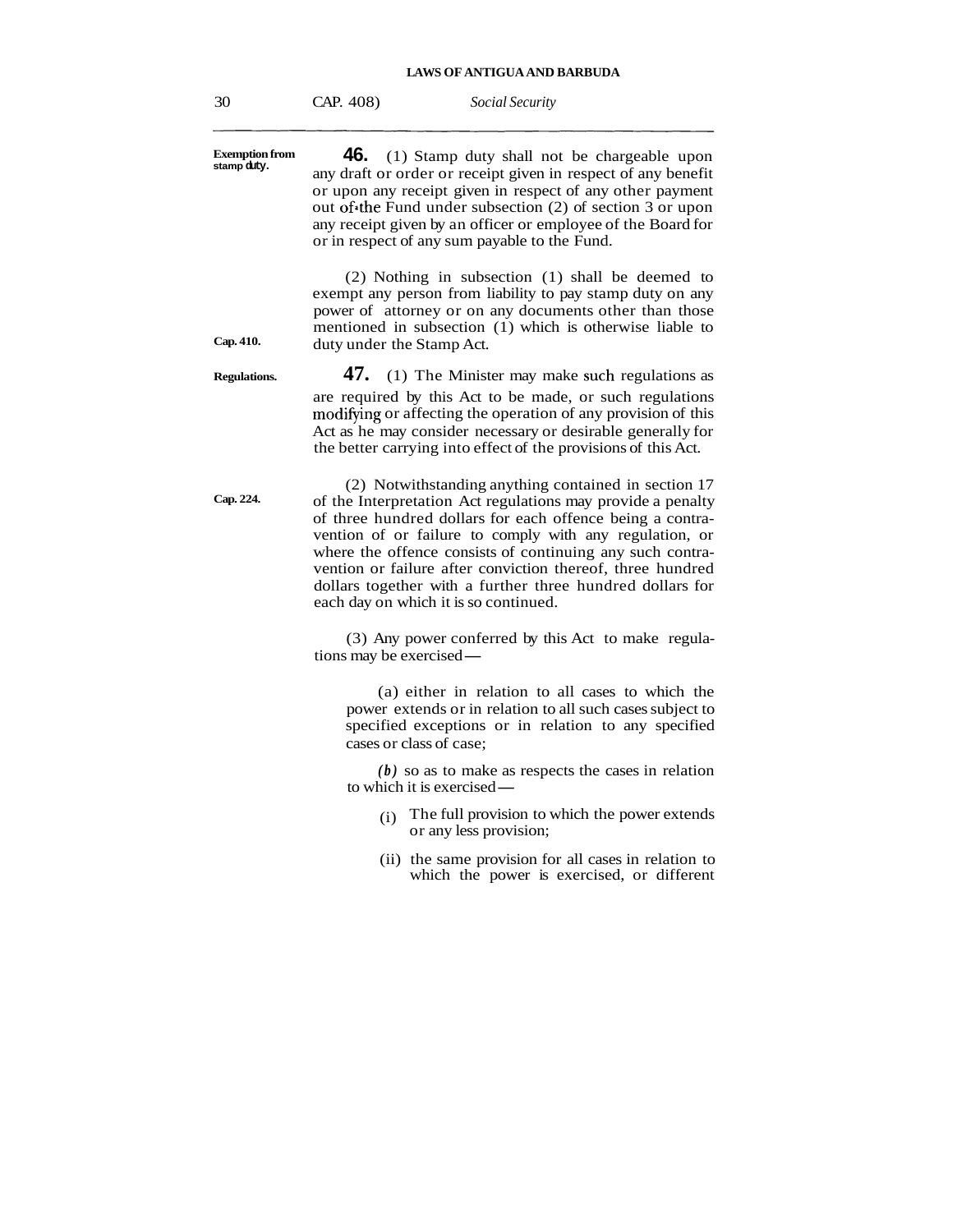**Exemption from stamp duty.**

**46.** (1) Stamp duty shall not be chargeable upon any draft or order or receipt given in respect of any benefit or upon any receipt given in respect of any other payment out of the Fund under subsection (2) of section 3 or upon any receipt given by an officer or employee of the Board for or in respect of any sum payable to the Fund.

(2) Nothing in subsection (1) shall be deemed to exempt any person from liability to pay stamp duty on any power of attorney or on any documents other than those mentioned in subsection (1) which is otherwise liable to duty under the Stamp Act.

**Cap. 410.**

**Regulations.**

**47.** (1) The Minister may make such regulations as are required by this Act to be made, or such regulations modifying or affecting the operation of any provision of this Act as he may consider necessary or desirable generally for the better carrying into effect of the provisions of this Act.

**Cap. 224.**

(2) Notwithstanding anything contained in section 17 of the Interpretation Act regulations may provide a penalty of three hundred dollars for each offence being a contravention of or failure to comply with any regulation, or where the offence consists of continuing any such contravention or failure after conviction thereof, three hundred dollars together with a further three hundred dollars for each day on which it is so continued.

(3) Any power conferred by this Act to make regulations may be exercised—

(a) either in relation to all cases to which the power extends or in relation to all such cases subject to specified exceptions or in relation to any specified cases or class of case;

*(b)* so as to make as respects the cases in relation to which it is exercised—

(i) The full provision to which the power extends or any less provision;

(ii) the same provision for all cases in relation to which the power is exercised, or different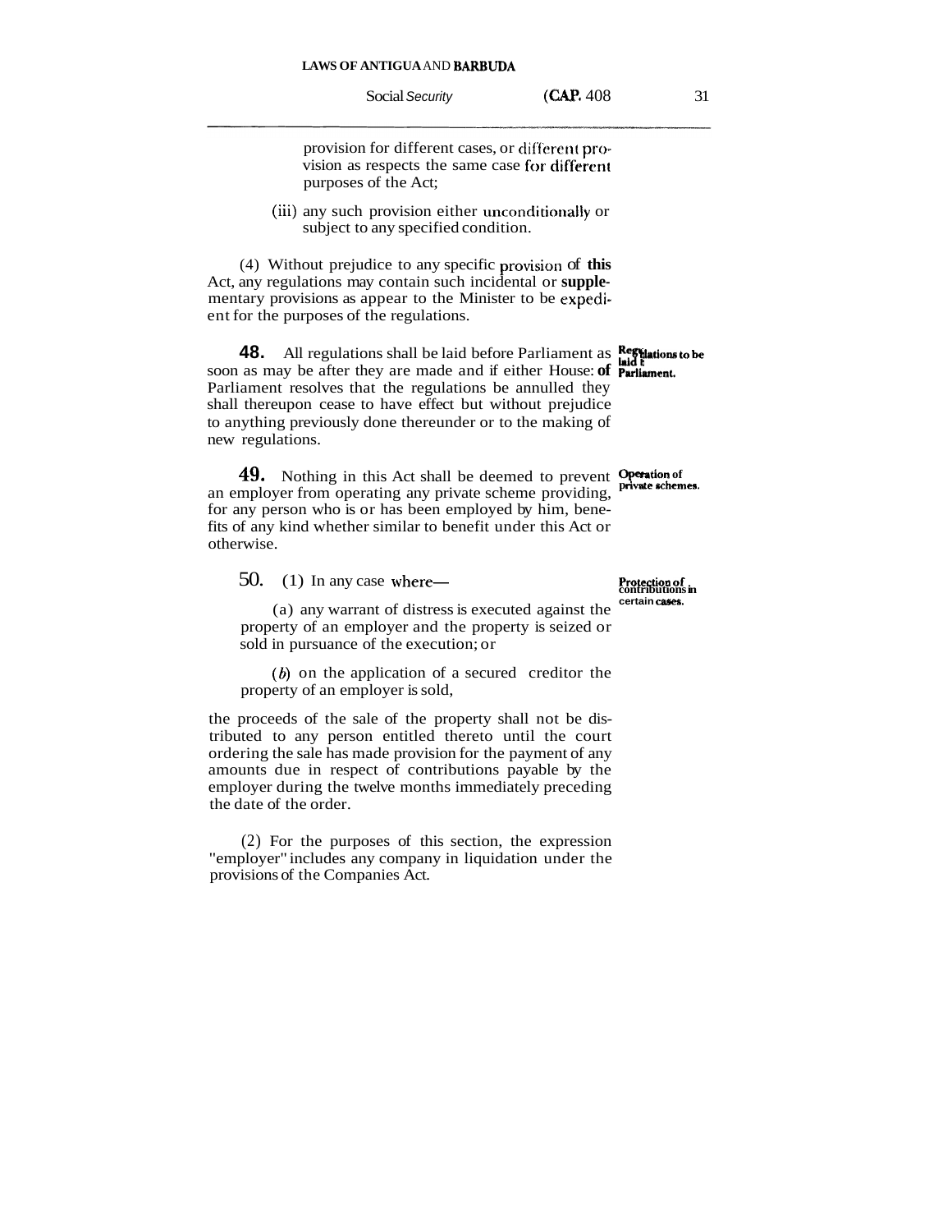provision for different cases, or different provision as respects the same case for different purposes of the Act;

(iii) any such provision either unconditionally or subject to any specified condition.

(4) Without prejudice to any specific provision of this Act, any regulations may contain such incidental or supplementary provisions as appear to the Minister to be expedient for the purposes of the regulations.

**Regulations to be laid in Parliament.**

**48.** All regulations shall be laid before Parliament as soon as may be after they are made and if either House of Parliament resolves that the regulations be annulled they shall thereupon cease to have effect but without prejudice to anything previously done thereunder or to the making of new regulations.

**Operation of private schemes.**

**49.** Nothing in this Act shall be deemed to prevent an employer from operating any private scheme providing, for any person who is or has been employed by him, benefits of any kind whether similar to benefit under this Act or otherwise.

**Protection of contributions in certain cases.**

**50.** (1) In any case where—

(a) any warrant of distress is executed against the property of an employer and the property is seized or sold in pursuance of the execution; or

(b) on the application of a secured creditor the property of an employer is sold,

the proceeds of the sale of the property shall not be distributed to any person entitled thereto until the court ordering the sale has made provision for the payment of any amounts due in respect of contributions payable by the employer during the twelve months immediately preceding the date of the order.

(2) For the purposes of this section, the expression "employer" includes any company in liquidation under the provisions of the Companies Act.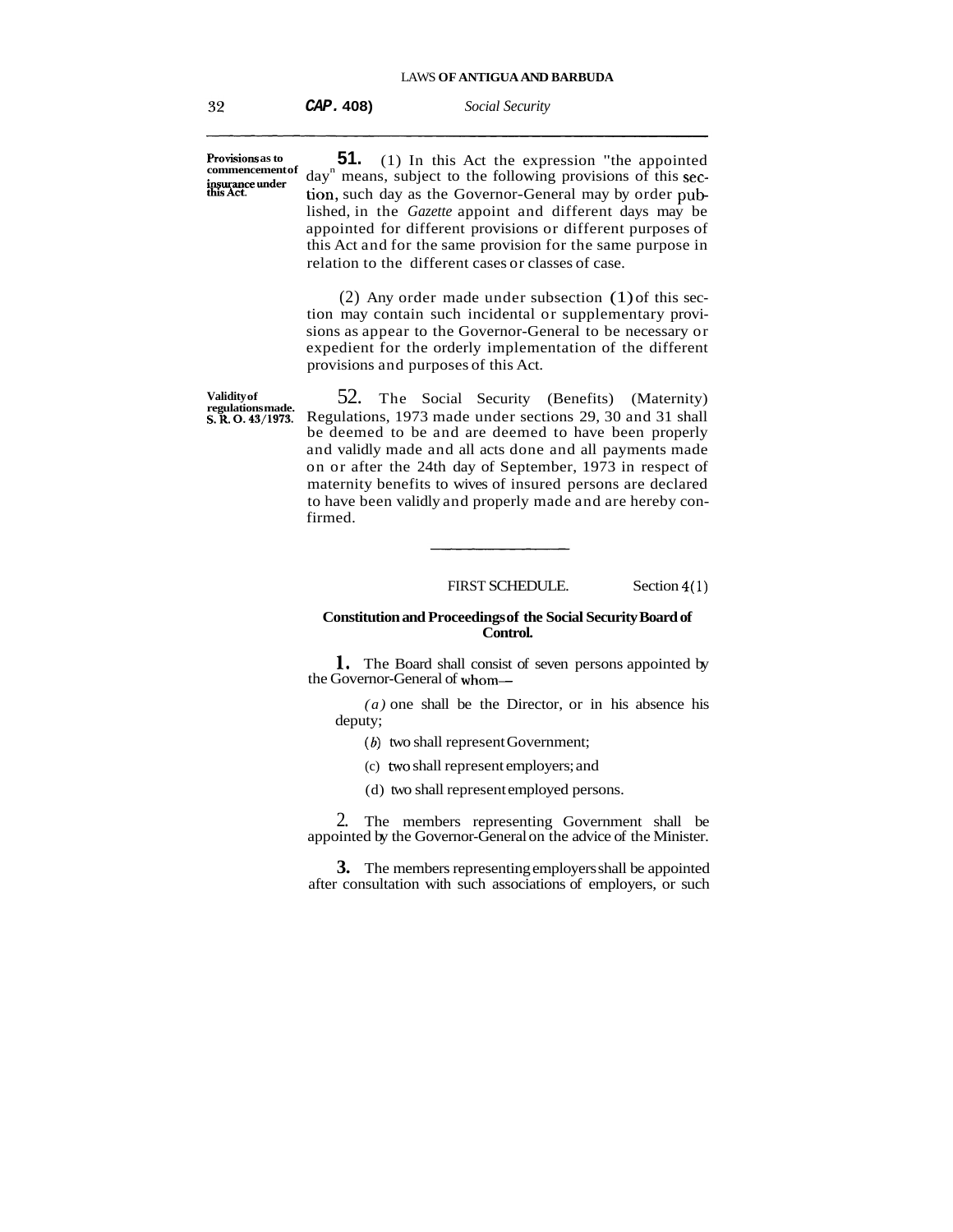**Provisions as to commencement of insurance under this Act.**

**51.** (1) In this Act the expression "the appointed day" means, subject to the following provisions of this section, such day as the Governor-General may by order published, in the *Gazette* appoint and different days may be appointed for different provisions or different purposes of this Act and for the same provision for the same purpose in relation to the different cases or classes of case.

(2) Any order made under subsection (1) of this section may contain such incidental or supplementary provisions as appear to the Governor-General to be necessary or expedient for the orderly implementation of the different provisions and purposes of this Act.

**Validity of regulations made. S. R. O. 43/1973.**

52. The Social Security (Benefits) (Maternity) Regulations, 1973 made under sections 29, 30 and 31 shall be deemed to be and are deemed to have been properly and validly made and all acts done and all payments made on or after the 24th day of September, 1973 in respect of maternity benefits to wives of insured persons are declared to have been validly and properly made and are hereby confirmed.

---

FIRST SCHEDULE. Section 4(1)

**Constitution and Proceedings of the Social Security Board of Control.**

**1.** The Board shall consist of seven persons appointed by the Governor-General of whom—

*(a)* one shall be the Director, or in his absence his deputy;

*(b)* two shall represent Government;

(c) two shall represent employers; and

(d) two shall represent employed persons.

2. The members representing Government shall be appointed by the Governor-General on the advice of the Minister.

**3.** The members representing employers shall be appointed after consultation with such associations of employers, or such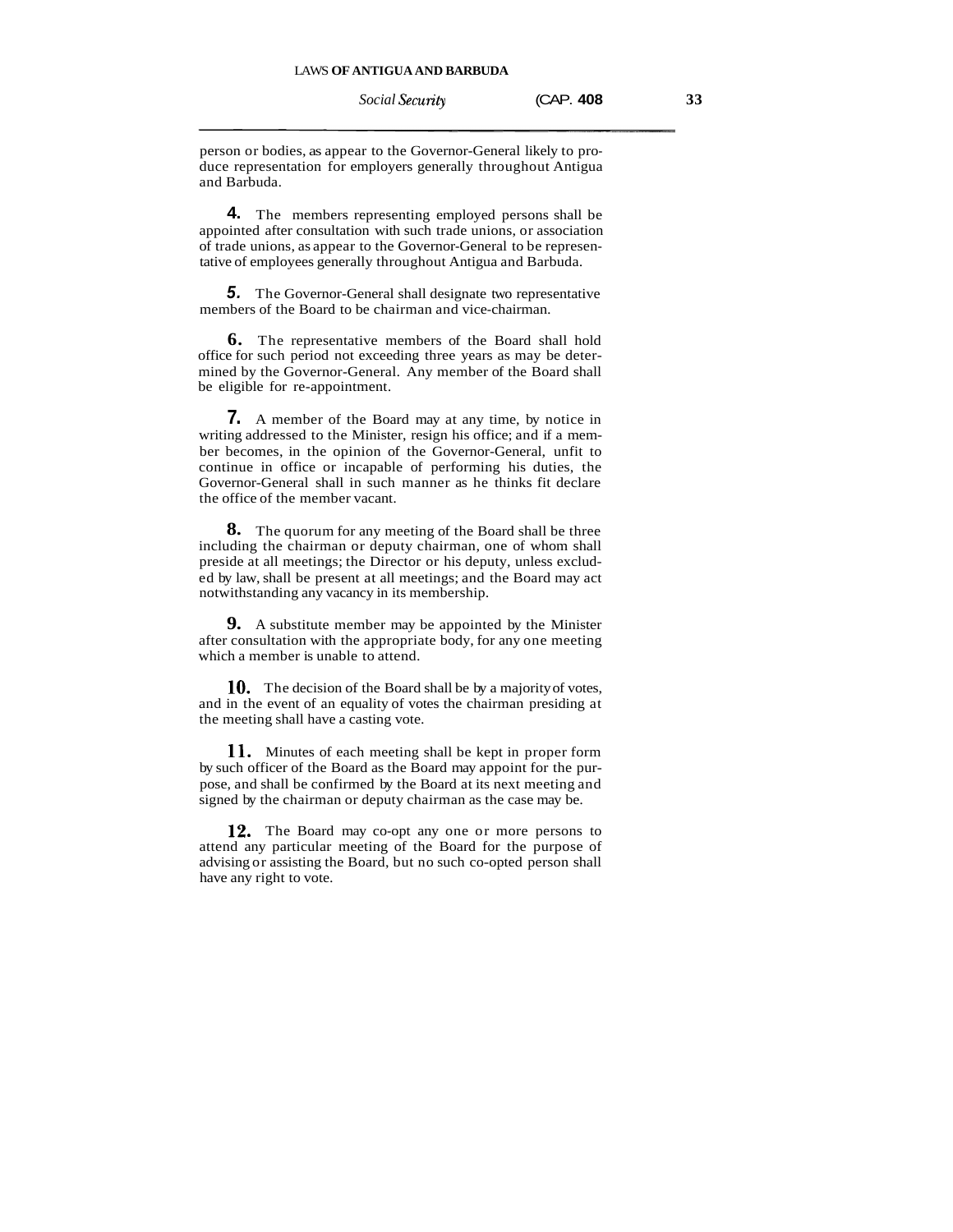person or bodies, as appear to the Governor-General likely to produce representation for employers generally throughout Antigua and Barbuda.

**4.** The members representing employed persons shall be appointed after consultation with such trade unions, or association of trade unions, as appear to the Governor-General to be representative of employees generally throughout Antigua and Barbuda.

**5.** The Governor-General shall designate two representative members of the Board to be chairman and vice-chairman.

**6.** The representative members of the Board shall hold office for such period not exceeding three years as may be determined by the Governor-General. Any member of the Board shall be eligible for re-appointment.

**7.** A member of the Board may at any time, by notice in writing addressed to the Minister, resign his office; and if a member becomes, in the opinion of the Governor-General, unfit to continue in office or incapable of performing his duties, the Governor-General shall in such manner as he thinks fit declare the office of the member vacant.

**8.** The quorum for any meeting of the Board shall be three including the chairman or deputy chairman, one of whom shall preside at all meetings; the Director or his deputy, unless excluded by law, shall be present at all meetings; and the Board may act notwithstanding any vacancy in its membership.

**9.** A substitute member may be appointed by the Minister after consultation with the appropriate body, for any one meeting which a member is unable to attend.

**10.** The decision of the Board shall be by a majority of votes, and in the event of an equality of votes the chairman presiding at the meeting shall have a casting vote.

**11.** Minutes of each meeting shall be kept in proper form by such officer of the Board as the Board may appoint for the purpose, and shall be confirmed by the Board at its next meeting and signed by the chairman or deputy chairman as the case may be.

**12.** The Board may co-opt any one or more persons to attend any particular meeting of the Board for the purpose of advising or assisting the Board, but no such co-opted person shall have any right to vote.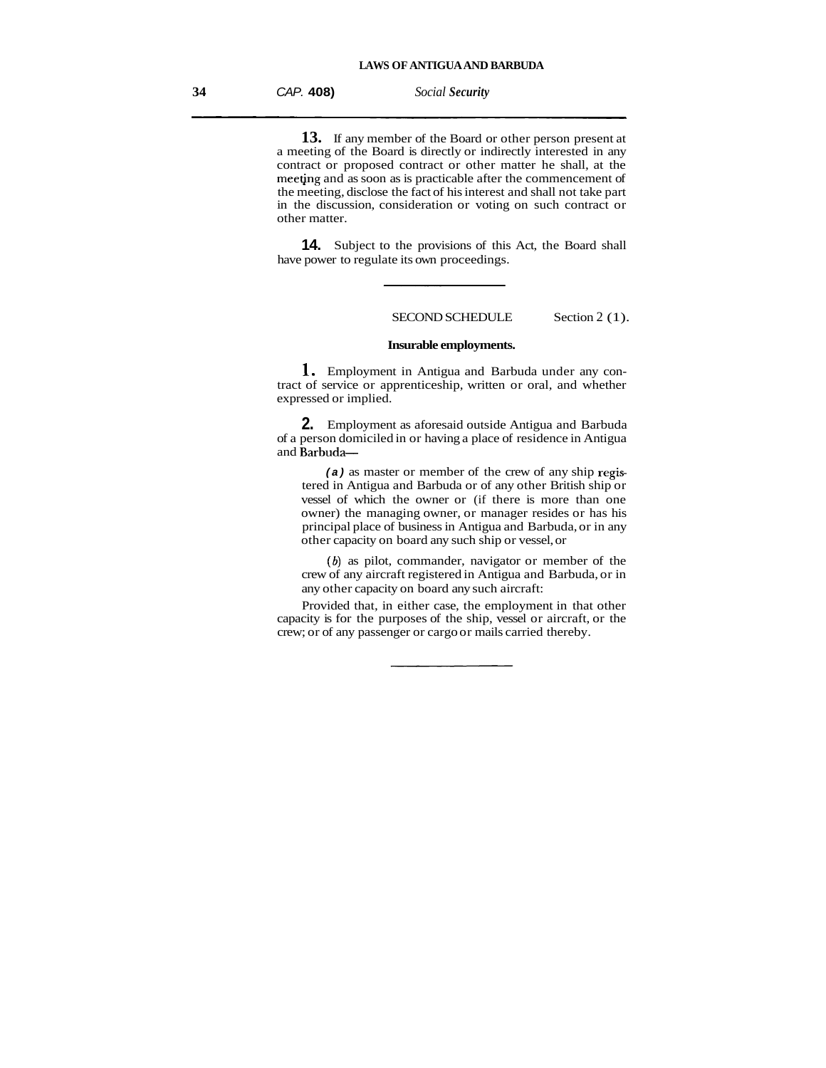**13.** If any member of the Board or other person present at a meeting of the Board is directly or indirectly interested in any contract or proposed contract or other matter he shall, at the meeting and as soon as is practicable after the commencement of the meeting, disclose the fact of his interest and shall not take part in the discussion, consideration or voting on such contract or other matter.

**14.** Subject to the provisions of this Act, the Board shall have power to regulate its own proceedings.

---

SECOND SCHEDULE — Section 2 (1).

**Insurable employments.**

**1.** Employment in Antigua and Barbuda under any contract of service or apprenticeship, written or oral, and whether expressed or implied.

**2.** Employment as aforesaid outside Antigua and Barbuda of a person domiciled in or having a place of residence in Antigua and Barbuda—

*(a)* as master or member of the crew of any ship registered in Antigua and Barbuda or of any other British ship or vessel of which the owner or (if there is more than one owner) the managing owner, or manager resides or has his principal place of business in Antigua and Barbuda, or in any other capacity on board any such ship or vessel, or

*(b)* as pilot, commander, navigator or member of the crew of any aircraft registered in Antigua and Barbuda, or in any other capacity on board any such aircraft:

Provided that, in either case, the employment in that other capacity is for the purposes of the ship, vessel or aircraft, or the crew; or of any passenger or cargo or mails carried thereby.

---